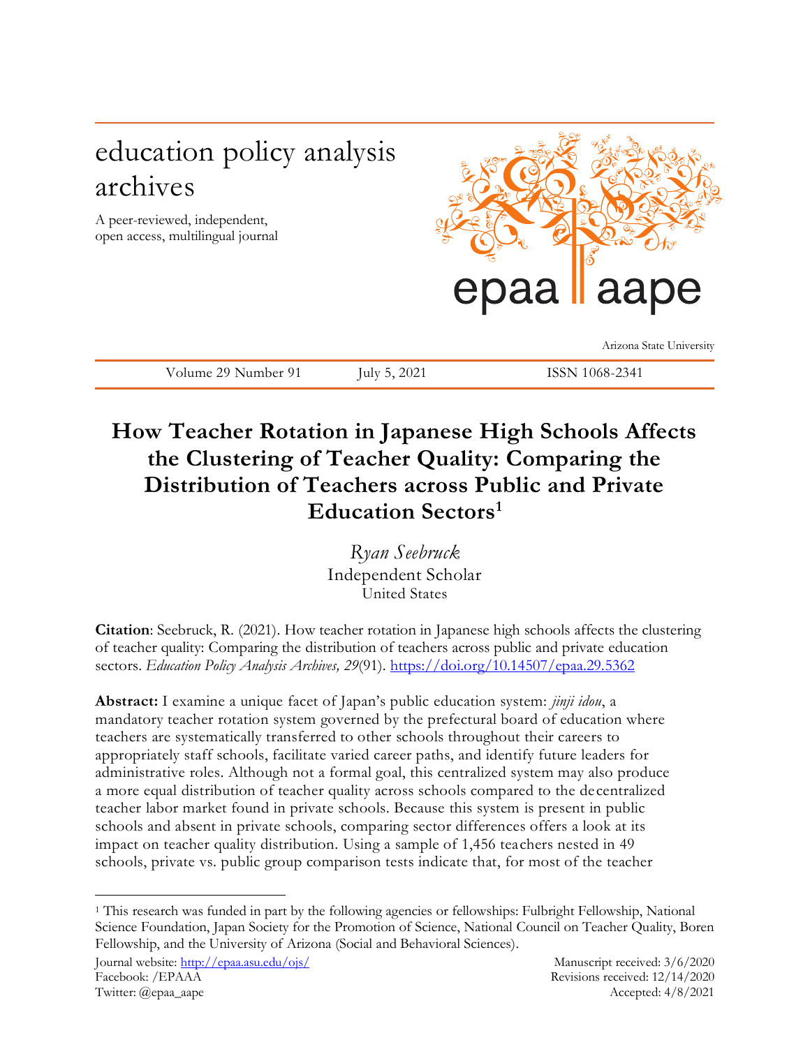# education policy analysis archives

A peer-reviewed, independent, open access, multilingual journal

epaa aape

Arizona State University

Volume 29 Number 91    July 5, 2021    ISSN 1068-2341

## How Teacher Rotation in Japanese High Schools Affects the Clustering of Teacher Quality: Comparing the Distribution of Teachers across Public and Private Education Sectors[1]

*Ryan Seebruck*
Independent Scholar
United States

**Citation**: Seebruck, R. (2021). How teacher rotation in Japanese high schools affects the clustering of teacher quality: Comparing the distribution of teachers across public and private education sectors. *Education Policy Analysis Archives, 29*(91). https://doi.org/10.14507/epaa.29.5362

**Abstract:** I examine a unique facet of Japan's public education system: *jinji idou*, a mandatory teacher rotation system governed by the prefectural board of education where teachers are systematically transferred to other schools throughout their careers to appropriately staff schools, facilitate varied career paths, and identify future leaders for administrative roles. Although not a formal goal, this centralized system may also produce a more equal distribution of teacher quality across schools compared to the decentralized teacher labor market found in private schools. Because this system is present in public schools and absent in private schools, comparing sector differences offers a look at its impact on teacher quality distribution. Using a sample of 1,456 teachers nested in 49 schools, private vs. public group comparison tests indicate that, for most of the teacher

[1] This research was funded in part by the following agencies or fellowships: Fulbright Fellowship, National Science Foundation, Japan Society for the Promotion of Science, National Council on Teacher Quality, Boren Fellowship, and the University of Arizona (Social and Behavioral Sciences).

Journal website: http://epaa.asu.edu/ojs/
Facebook: /EPAAA
Twitter: @epaa_aape

Manuscript received: 3/6/2020
Revisions received: 12/14/2020
Accepted: 4/8/2021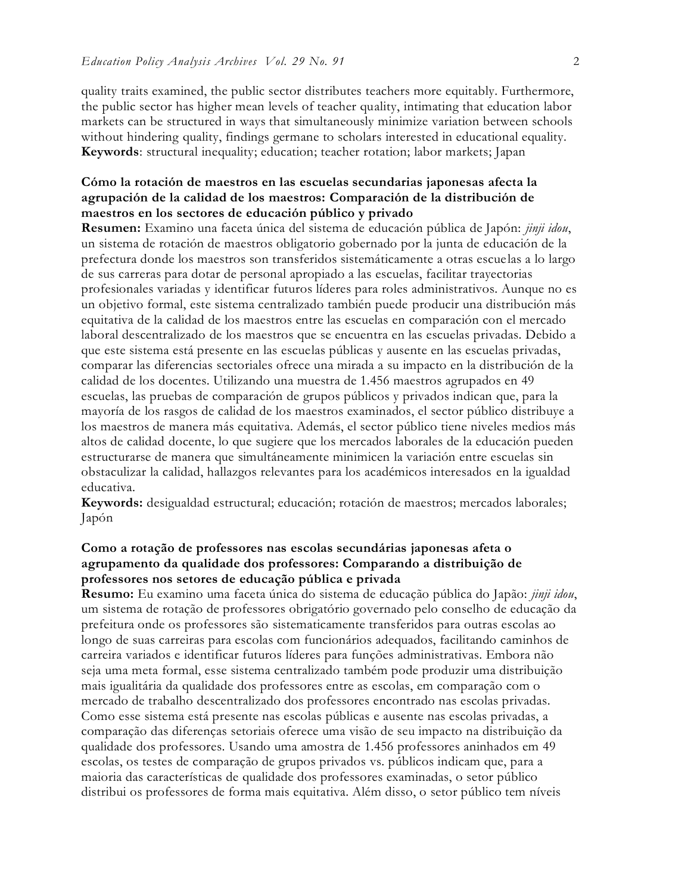quality traits examined, the public sector distributes teachers more equitably. Furthermore, the public sector has higher mean levels of teacher quality, intimating that education labor markets can be structured in ways that simultaneously minimize variation between schools without hindering quality, findings germane to scholars interested in educational equality.
**Keywords**: structural inequality; education; teacher rotation; labor markets; Japan

**Cómo la rotación de maestros en las escuelas secundarias japonesas afecta la agrupación de la calidad de los maestros: Comparación de la distribución de maestros en los sectores de educación público y privado**
**Resumen:** Examino una faceta única del sistema de educación pública de Japón: *jinji idou*, un sistema de rotación de maestros obligatorio gobernado por la junta de educación de la prefectura donde los maestros son transferidos sistemáticamente a otras escuelas a lo largo de sus carreras para dotar de personal apropiado a las escuelas, facilitar trayectorias profesionales variadas y identificar futuros líderes para roles administrativos. Aunque no es un objetivo formal, este sistema centralizado también puede producir una distribución más equitativa de la calidad de los maestros entre las escuelas en comparación con el mercado laboral descentralizado de los maestros que se encuentra en las escuelas privadas. Debido a que este sistema está presente en las escuelas públicas y ausente en las escuelas privadas, comparar las diferencias sectoriales ofrece una mirada a su impacto en la distribución de la calidad de los docentes. Utilizando una muestra de 1.456 maestros agrupados en 49 escuelas, las pruebas de comparación de grupos públicos y privados indican que, para la mayoría de los rasgos de calidad de los maestros examinados, el sector público distribuye a los maestros de manera más equitativa. Además, el sector público tiene niveles medios más altos de calidad docente, lo que sugiere que los mercados laborales de la educación pueden estructurarse de manera que simultáneamente minimicen la variación entre escuelas sin obstaculizar la calidad, hallazgos relevantes para los académicos interesados en la igualdad educativa.
**Keywords:** desigualdad estructural; educación; rotación de maestros; mercados laborales; Japón

**Como a rotação de professores nas escolas secundárias japonesas afeta o agrupamento da qualidade dos professores: Comparando a distribuição de professores nos setores de educação pública e privada**
**Resumo:** Eu examino uma faceta única do sistema de educação pública do Japão: *jinji idou*, um sistema de rotação de professores obrigatório governado pelo conselho de educação da prefeitura onde os professores são sistematicamente transferidos para outras escolas ao longo de suas carreiras para escolas com funcionários adequados, facilitando caminhos de carreira variados e identificar futuros líderes para funções administrativas. Embora não seja uma meta formal, esse sistema centralizado também pode produzir uma distribuição mais igualitária da qualidade dos professores entre as escolas, em comparação com o mercado de trabalho descentralizado dos professores encontrado nas escolas privadas. Como esse sistema está presente nas escolas públicas e ausente nas escolas privadas, a comparação das diferenças setoriais oferece uma visão de seu impacto na distribuição da qualidade dos professores. Usando uma amostra de 1.456 professores aninhados em 49 escolas, os testes de comparação de grupos privados vs. públicos indicam que, para a maioria das características de qualidade dos professores examinadas, o setor público distribui os professores de forma mais equitativa. Além disso, o setor público tem níveis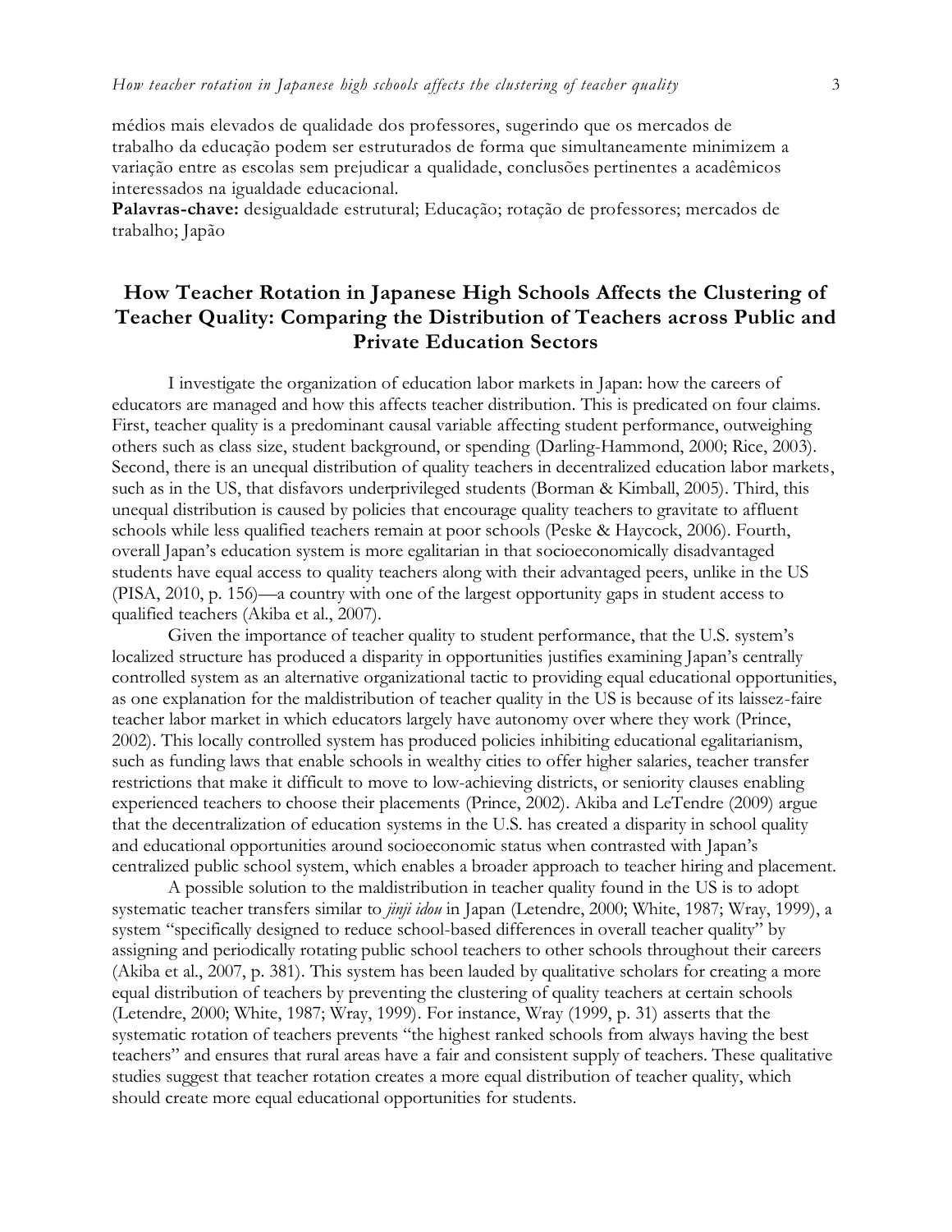médios mais elevados de qualidade dos professores, sugerindo que os mercados de trabalho da educação podem ser estruturados de forma que simultaneamente minimizem a variação entre as escolas sem prejudicar a qualidade, conclusões pertinentes a acadêmicos interessados na igualdade educacional.

**Palavras-chave:** desigualdade estrutural; Educação; rotação de professores; mercados de trabalho; Japão

## How Teacher Rotation in Japanese High Schools Affects the Clustering of Teacher Quality: Comparing the Distribution of Teachers across Public and Private Education Sectors

I investigate the organization of education labor markets in Japan: how the careers of educators are managed and how this affects teacher distribution. This is predicated on four claims. First, teacher quality is a predominant causal variable affecting student performance, outweighing others such as class size, student background, or spending (Darling-Hammond, 2000; Rice, 2003). Second, there is an unequal distribution of quality teachers in decentralized education labor markets, such as in the US, that disfavors underprivileged students (Borman & Kimball, 2005). Third, this unequal distribution is caused by policies that encourage quality teachers to gravitate to affluent schools while less qualified teachers remain at poor schools (Peske & Haycock, 2006). Fourth, overall Japan's education system is more egalitarian in that socioeconomically disadvantaged students have equal access to quality teachers along with their advantaged peers, unlike in the US (PISA, 2010, p. 156)—a country with one of the largest opportunity gaps in student access to qualified teachers (Akiba et al., 2007).

Given the importance of teacher quality to student performance, that the U.S. system's localized structure has produced a disparity in opportunities justifies examining Japan's centrally controlled system as an alternative organizational tactic to providing equal educational opportunities, as one explanation for the maldistribution of teacher quality in the US is because of its laissez-faire teacher labor market in which educators largely have autonomy over where they work (Prince, 2002). This locally controlled system has produced policies inhibiting educational egalitarianism, such as funding laws that enable schools in wealthy cities to offer higher salaries, teacher transfer restrictions that make it difficult to move to low-achieving districts, or seniority clauses enabling experienced teachers to choose their placements (Prince, 2002). Akiba and LeTendre (2009) argue that the decentralization of education systems in the U.S. has created a disparity in school quality and educational opportunities around socioeconomic status when contrasted with Japan's centralized public school system, which enables a broader approach to teacher hiring and placement.

A possible solution to the maldistribution in teacher quality found in the US is to adopt systematic teacher transfers similar to *jinji idou* in Japan (Letendre, 2000; White, 1987; Wray, 1999), a system "specifically designed to reduce school-based differences in overall teacher quality" by assigning and periodically rotating public school teachers to other schools throughout their careers (Akiba et al., 2007, p. 381). This system has been lauded by qualitative scholars for creating a more equal distribution of teachers by preventing the clustering of quality teachers at certain schools (Letendre, 2000; White, 1987; Wray, 1999). For instance, Wray (1999, p. 31) asserts that the systematic rotation of teachers prevents "the highest ranked schools from always having the best teachers" and ensures that rural areas have a fair and consistent supply of teachers. These qualitative studies suggest that teacher rotation creates a more equal distribution of teacher quality, which should create more equal educational opportunities for students.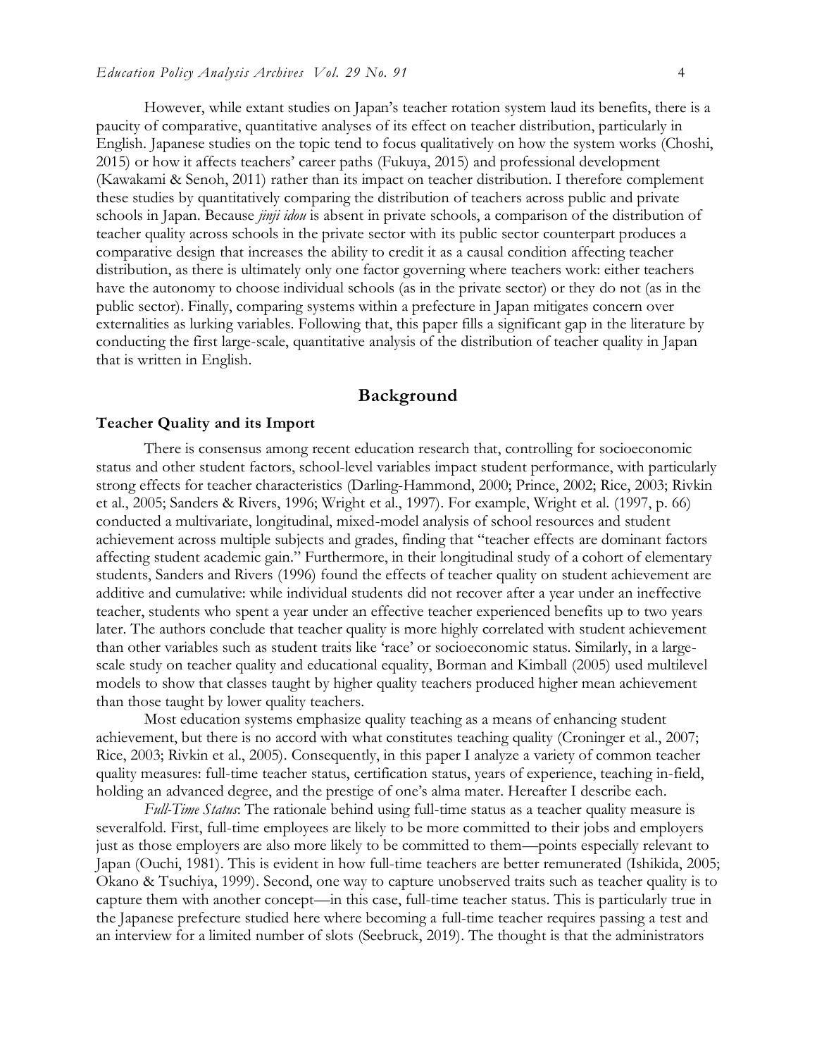However, while extant studies on Japan's teacher rotation system laud its benefits, there is a paucity of comparative, quantitative analyses of its effect on teacher distribution, particularly in English. Japanese studies on the topic tend to focus qualitatively on how the system works (Choshi, 2015) or how it affects teachers' career paths (Fukuya, 2015) and professional development (Kawakami & Senoh, 2011) rather than its impact on teacher distribution. I therefore complement these studies by quantitatively comparing the distribution of teachers across public and private schools in Japan. Because *jinji idou* is absent in private schools, a comparison of the distribution of teacher quality across schools in the private sector with its public sector counterpart produces a comparative design that increases the ability to credit it as a causal condition affecting teacher distribution, as there is ultimately only one factor governing where teachers work: either teachers have the autonomy to choose individual schools (as in the private sector) or they do not (as in the public sector). Finally, comparing systems within a prefecture in Japan mitigates concern over externalities as lurking variables. Following that, this paper fills a significant gap in the literature by conducting the first large-scale, quantitative analysis of the distribution of teacher quality in Japan that is written in English.

## Background

### Teacher Quality and its Import

There is consensus among recent education research that, controlling for socioeconomic status and other student factors, school-level variables impact student performance, with particularly strong effects for teacher characteristics (Darling-Hammond, 2000; Prince, 2002; Rice, 2003; Rivkin et al., 2005; Sanders & Rivers, 1996; Wright et al., 1997). For example, Wright et al. (1997, p. 66) conducted a multivariate, longitudinal, mixed-model analysis of school resources and student achievement across multiple subjects and grades, finding that "teacher effects are dominant factors affecting student academic gain." Furthermore, in their longitudinal study of a cohort of elementary students, Sanders and Rivers (1996) found the effects of teacher quality on student achievement are additive and cumulative: while individual students did not recover after a year under an ineffective teacher, students who spent a year under an effective teacher experienced benefits up to two years later. The authors conclude that teacher quality is more highly correlated with student achievement than other variables such as student traits like 'race' or socioeconomic status. Similarly, in a large-scale study on teacher quality and educational equality, Borman and Kimball (2005) used multilevel models to show that classes taught by higher quality teachers produced higher mean achievement than those taught by lower quality teachers.

Most education systems emphasize quality teaching as a means of enhancing student achievement, but there is no accord with what constitutes teaching quality (Croninger et al., 2007; Rice, 2003; Rivkin et al., 2005). Consequently, in this paper I analyze a variety of common teacher quality measures: full-time teacher status, certification status, years of experience, teaching in-field, holding an advanced degree, and the prestige of one's alma mater. Hereafter I describe each.

*Full-Time Status*: The rationale behind using full-time status as a teacher quality measure is severalfold. First, full-time employees are likely to be more committed to their jobs and employers just as those employers are also more likely to be committed to them—points especially relevant to Japan (Ouchi, 1981). This is evident in how full-time teachers are better remunerated (Ishikida, 2005; Okano & Tsuchiya, 1999). Second, one way to capture unobserved traits such as teacher quality is to capture them with another concept—in this case, full-time teacher status. This is particularly true in the Japanese prefecture studied here where becoming a full-time teacher requires passing a test and an interview for a limited number of slots (Seebruck, 2019). The thought is that the administrators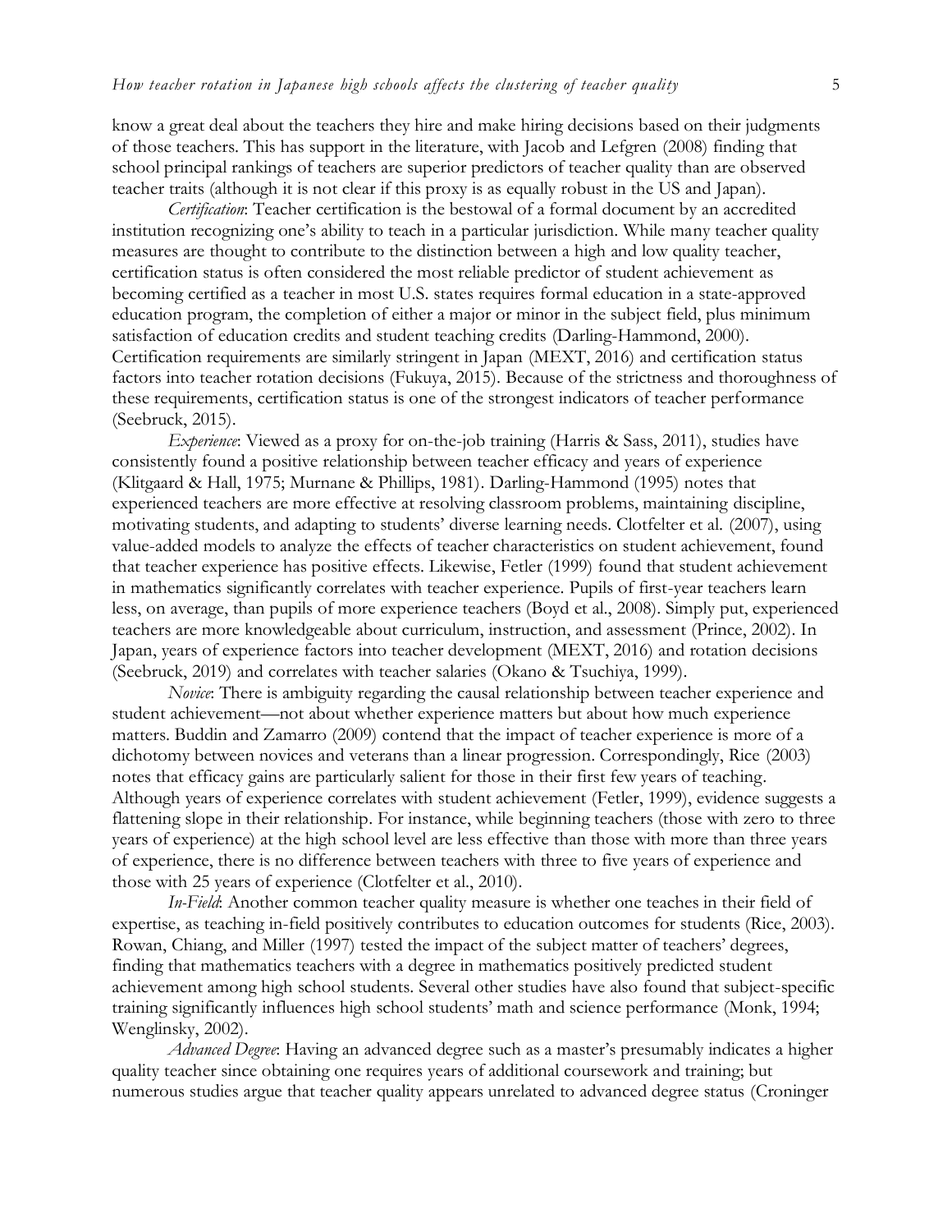know a great deal about the teachers they hire and make hiring decisions based on their judgments of those teachers. This has support in the literature, with Jacob and Lefgren (2008) finding that school principal rankings of teachers are superior predictors of teacher quality than are observed teacher traits (although it is not clear if this proxy is as equally robust in the US and Japan).

*Certification*: Teacher certification is the bestowal of a formal document by an accredited institution recognizing one's ability to teach in a particular jurisdiction. While many teacher quality measures are thought to contribute to the distinction between a high and low quality teacher, certification status is often considered the most reliable predictor of student achievement as becoming certified as a teacher in most U.S. states requires formal education in a state-approved education program, the completion of either a major or minor in the subject field, plus minimum satisfaction of education credits and student teaching credits (Darling-Hammond, 2000). Certification requirements are similarly stringent in Japan (MEXT, 2016) and certification status factors into teacher rotation decisions (Fukuya, 2015). Because of the strictness and thoroughness of these requirements, certification status is one of the strongest indicators of teacher performance (Seebruck, 2015).

*Experience*: Viewed as a proxy for on-the-job training (Harris & Sass, 2011), studies have consistently found a positive relationship between teacher efficacy and years of experience (Klitgaard & Hall, 1975; Murnane & Phillips, 1981). Darling-Hammond (1995) notes that experienced teachers are more effective at resolving classroom problems, maintaining discipline, motivating students, and adapting to students' diverse learning needs. Clotfelter et al. (2007), using value-added models to analyze the effects of teacher characteristics on student achievement, found that teacher experience has positive effects. Likewise, Fetler (1999) found that student achievement in mathematics significantly correlates with teacher experience. Pupils of first-year teachers learn less, on average, than pupils of more experience teachers (Boyd et al., 2008). Simply put, experienced teachers are more knowledgeable about curriculum, instruction, and assessment (Prince, 2002). In Japan, years of experience factors into teacher development (MEXT, 2016) and rotation decisions (Seebruck, 2019) and correlates with teacher salaries (Okano & Tsuchiya, 1999).

*Novice*: There is ambiguity regarding the causal relationship between teacher experience and student achievement—not about whether experience matters but about how much experience matters. Buddin and Zamarro (2009) contend that the impact of teacher experience is more of a dichotomy between novices and veterans than a linear progression. Correspondingly, Rice (2003) notes that efficacy gains are particularly salient for those in their first few years of teaching. Although years of experience correlates with student achievement (Fetler, 1999), evidence suggests a flattening slope in their relationship. For instance, while beginning teachers (those with zero to three years of experience) at the high school level are less effective than those with more than three years of experience, there is no difference between teachers with three to five years of experience and those with 25 years of experience (Clotfelter et al., 2010).

*In-Field*: Another common teacher quality measure is whether one teaches in their field of expertise, as teaching in-field positively contributes to education outcomes for students (Rice, 2003). Rowan, Chiang, and Miller (1997) tested the impact of the subject matter of teachers' degrees, finding that mathematics teachers with a degree in mathematics positively predicted student achievement among high school students. Several other studies have also found that subject-specific training significantly influences high school students' math and science performance (Monk, 1994; Wenglinsky, 2002).

*Advanced Degree*: Having an advanced degree such as a master's presumably indicates a higher quality teacher since obtaining one requires years of additional coursework and training; but numerous studies argue that teacher quality appears unrelated to advanced degree status (Croninger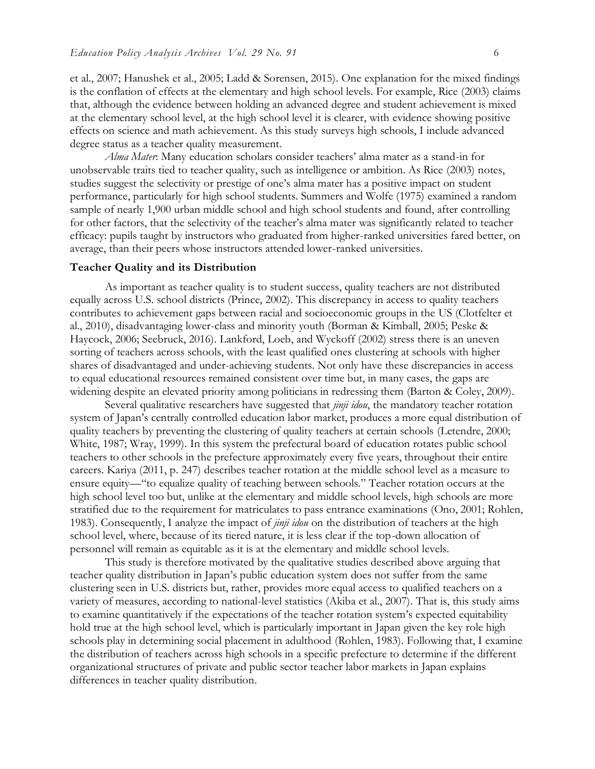et al., 2007; Hanushek et al., 2005; Ladd & Sorensen, 2015). One explanation for the mixed findings is the conflation of effects at the elementary and high school levels. For example, Rice (2003) claims that, although the evidence between holding an advanced degree and student achievement is mixed at the elementary school level, at the high school level it is clearer, with evidence showing positive effects on science and math achievement. As this study surveys high schools, I include advanced degree status as a teacher quality measurement.

*Alma Mater*: Many education scholars consider teachers' alma mater as a stand-in for unobservable traits tied to teacher quality, such as intelligence or ambition. As Rice (2003) notes, studies suggest the selectivity or prestige of one's alma mater has a positive impact on student performance, particularly for high school students. Summers and Wolfe (1975) examined a random sample of nearly 1,900 urban middle school and high school students and found, after controlling for other factors, that the selectivity of the teacher's alma mater was significantly related to teacher efficacy: pupils taught by instructors who graduated from higher-ranked universities fared better, on average, than their peers whose instructors attended lower-ranked universities.

**Teacher Quality and its Distribution**

As important as teacher quality is to student success, quality teachers are not distributed equally across U.S. school districts (Prince, 2002). This discrepancy in access to quality teachers contributes to achievement gaps between racial and socioeconomic groups in the US (Clotfelter et al., 2010), disadvantaging lower-class and minority youth (Borman & Kimball, 2005; Peske & Haycock, 2006; Seebruck, 2016). Lankford, Loeb, and Wyckoff (2002) stress there is an uneven sorting of teachers across schools, with the least qualified ones clustering at schools with higher shares of disadvantaged and under-achieving students. Not only have these discrepancies in access to equal educational resources remained consistent over time but, in many cases, the gaps are widening despite an elevated priority among politicians in redressing them (Barton & Coley, 2009).

Several qualitative researchers have suggested that *jinji idou*, the mandatory teacher rotation system of Japan's centrally controlled education labor market, produces a more equal distribution of quality teachers by preventing the clustering of quality teachers at certain schools (Letendre, 2000; White, 1987; Wray, 1999). In this system the prefectural board of education rotates public school teachers to other schools in the prefecture approximately every five years, throughout their entire careers. Kariya (2011, p. 247) describes teacher rotation at the middle school level as a measure to ensure equity—"to equalize quality of teaching between schools." Teacher rotation occurs at the high school level too but, unlike at the elementary and middle school levels, high schools are more stratified due to the requirement for matriculates to pass entrance examinations (Ono, 2001; Rohlen, 1983). Consequently, I analyze the impact of *jinji idou* on the distribution of teachers at the high school level, where, because of its tiered nature, it is less clear if the top-down allocation of personnel will remain as equitable as it is at the elementary and middle school levels.

This study is therefore motivated by the qualitative studies described above arguing that teacher quality distribution in Japan's public education system does not suffer from the same clustering seen in U.S. districts but, rather, provides more equal access to qualified teachers on a variety of measures, according to national-level statistics (Akiba et al., 2007). That is, this study aims to examine quantitatively if the expectations of the teacher rotation system's expected equitability hold true at the high school level, which is particularly important in Japan given the key role high schools play in determining social placement in adulthood (Rohlen, 1983). Following that, I examine the distribution of teachers across high schools in a specific prefecture to determine if the different organizational structures of private and public sector teacher labor markets in Japan explains differences in teacher quality distribution.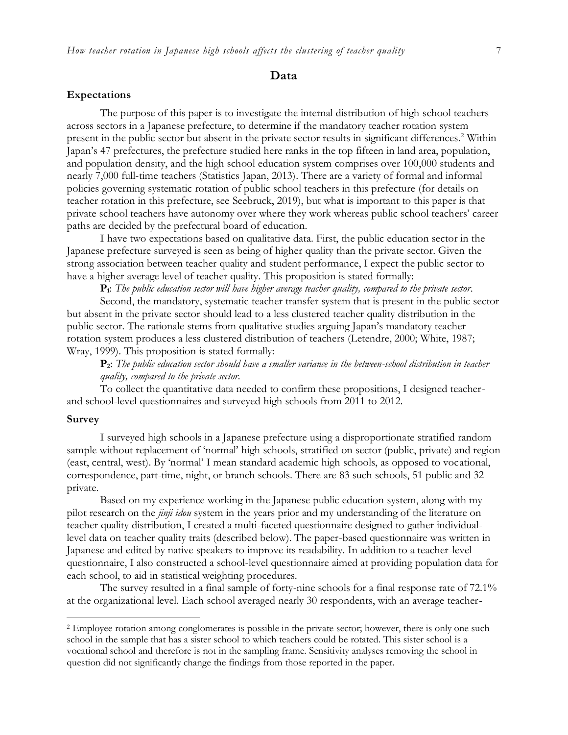## Data

### Expectations

The purpose of this paper is to investigate the internal distribution of high school teachers across sectors in a Japanese prefecture, to determine if the mandatory teacher rotation system present in the public sector but absent in the private sector results in significant differences.[2] Within Japan's 47 prefectures, the prefecture studied here ranks in the top fifteen in land area, population, and population density, and the high school education system comprises over 100,000 students and nearly 7,000 full-time teachers (Statistics Japan, 2013). There are a variety of formal and informal policies governing systematic rotation of public school teachers in this prefecture (for details on teacher rotation in this prefecture, see Seebruck, 2019), but what is important to this paper is that private school teachers have autonomy over where they work whereas public school teachers' career paths are decided by the prefectural board of education.

I have two expectations based on qualitative data. First, the public education sector in the Japanese prefecture surveyed is seen as being of higher quality than the private sector. Given the strong association between teacher quality and student performance, I expect the public sector to have a higher average level of teacher quality. This proposition is stated formally:

**$P_1$**: *The public education sector will have higher average teacher quality, compared to the private sector.*

Second, the mandatory, systematic teacher transfer system that is present in the public sector but absent in the private sector should lead to a less clustered teacher quality distribution in the public sector. The rationale stems from qualitative studies arguing Japan's mandatory teacher rotation system produces a less clustered distribution of teachers (Letendre, 2000; White, 1987; Wray, 1999). This proposition is stated formally:

**$P_2$**: *The public education sector should have a smaller variance in the between-school distribution in teacher quality, compared to the private sector.*

To collect the quantitative data needed to confirm these propositions, I designed teacher- and school-level questionnaires and surveyed high schools from 2011 to 2012.

### Survey

I surveyed high schools in a Japanese prefecture using a disproportionate stratified random sample without replacement of 'normal' high schools, stratified on sector (public, private) and region (east, central, west). By 'normal' I mean standard academic high schools, as opposed to vocational, correspondence, part-time, night, or branch schools. There are 83 such schools, 51 public and 32 private.

Based on my experience working in the Japanese public education system, along with my pilot research on the *jinji idou* system in the years prior and my understanding of the literature on teacher quality distribution, I created a multi-faceted questionnaire designed to gather individual-level data on teacher quality traits (described below). The paper-based questionnaire was written in Japanese and edited by native speakers to improve its readability. In addition to a teacher-level questionnaire, I also constructed a school-level questionnaire aimed at providing population data for each school, to aid in statistical weighting procedures.

The survey resulted in a final sample of forty-nine schools for a final response rate of 72.1% at the organizational level. Each school averaged nearly 30 respondents, with an average teacher-

[2] Employee rotation among conglomerates is possible in the private sector; however, there is only one such school in the sample that has a sister school to which teachers could be rotated. This sister school is a vocational school and therefore is not in the sampling frame. Sensitivity analyses removing the school in question did not significantly change the findings from those reported in the paper.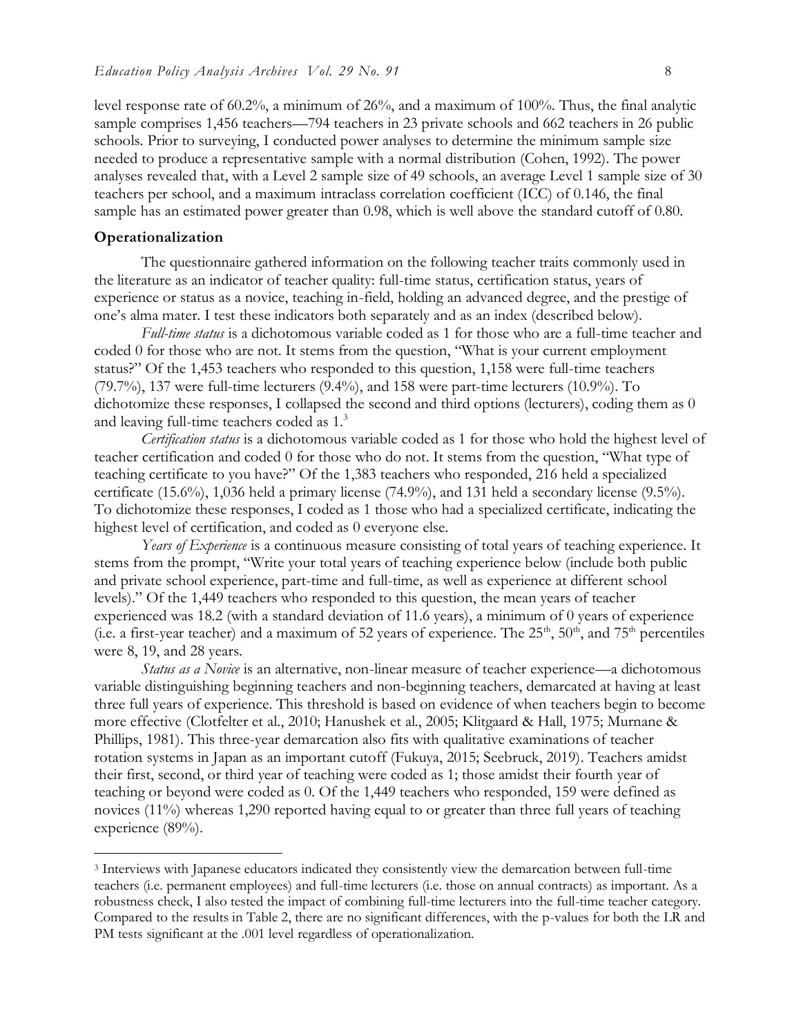level response rate of 60.2%, a minimum of 26%, and a maximum of 100%. Thus, the final analytic sample comprises 1,456 teachers—794 teachers in 23 private schools and 662 teachers in 26 public schools. Prior to surveying, I conducted power analyses to determine the minimum sample size needed to produce a representative sample with a normal distribution (Cohen, 1992). The power analyses revealed that, with a Level 2 sample size of 49 schools, an average Level 1 sample size of 30 teachers per school, and a maximum intraclass correlation coefficient (ICC) of 0.146, the final sample has an estimated power greater than 0.98, which is well above the standard cutoff of 0.80.

## Operationalization

The questionnaire gathered information on the following teacher traits commonly used in the literature as an indicator of teacher quality: full-time status, certification status, years of experience or status as a novice, teaching in-field, holding an advanced degree, and the prestige of one's alma mater. I test these indicators both separately and as an index (described below).

*Full-time status* is a dichotomous variable coded as 1 for those who are a full-time teacher and coded 0 for those who are not. It stems from the question, "What is your current employment status?" Of the 1,453 teachers who responded to this question, 1,158 were full-time teachers (79.7%), 137 were full-time lecturers (9.4%), and 158 were part-time lecturers (10.9%). To dichotomize these responses, I collapsed the second and third options (lecturers), coding them as 0 and leaving full-time teachers coded as 1.[3]

*Certification status* is a dichotomous variable coded as 1 for those who hold the highest level of teacher certification and coded 0 for those who do not. It stems from the question, "What type of teaching certificate to you have?" Of the 1,383 teachers who responded, 216 held a specialized certificate (15.6%), 1,036 held a primary license (74.9%), and 131 held a secondary license (9.5%). To dichotomize these responses, I coded as 1 those who had a specialized certificate, indicating the highest level of certification, and coded as 0 everyone else.

*Years of Experience* is a continuous measure consisting of total years of teaching experience. It stems from the prompt, "Write your total years of teaching experience below (include both public and private school experience, part-time and full-time, as well as experience at different school levels)." Of the 1,449 teachers who responded to this question, the mean years of teacher experienced was 18.2 (with a standard deviation of 11.6 years), a minimum of 0 years of experience (i.e. a first-year teacher) and a maximum of 52 years of experience. The 25th, 50th, and 75th percentiles were 8, 19, and 28 years.

*Status as a Novice* is an alternative, non-linear measure of teacher experience—a dichotomous variable distinguishing beginning teachers and non-beginning teachers, demarcated at having at least three full years of experience. This threshold is based on evidence of when teachers begin to become more effective (Clotfelter et al., 2010; Hanushek et al., 2005; Klitgaard & Hall, 1975; Murnane & Phillips, 1981). This three-year demarcation also fits with qualitative examinations of teacher rotation systems in Japan as an important cutoff (Fukuya, 2015; Seebruck, 2019). Teachers amidst their first, second, or third year of teaching were coded as 1; those amidst their fourth year of teaching or beyond were coded as 0. Of the 1,449 teachers who responded, 159 were defined as novices (11%) whereas 1,290 reported having equal to or greater than three full years of teaching experience (89%).

---

[3] Interviews with Japanese educators indicated they consistently view the demarcation between full-time teachers (i.e. permanent employees) and full-time lecturers (i.e. those on annual contracts) as important. As a robustness check, I also tested the impact of combining full-time lecturers into the full-time teacher category. Compared to the results in Table 2, there are no significant differences, with the p-values for both the LR and PM tests significant at the .001 level regardless of operationalization.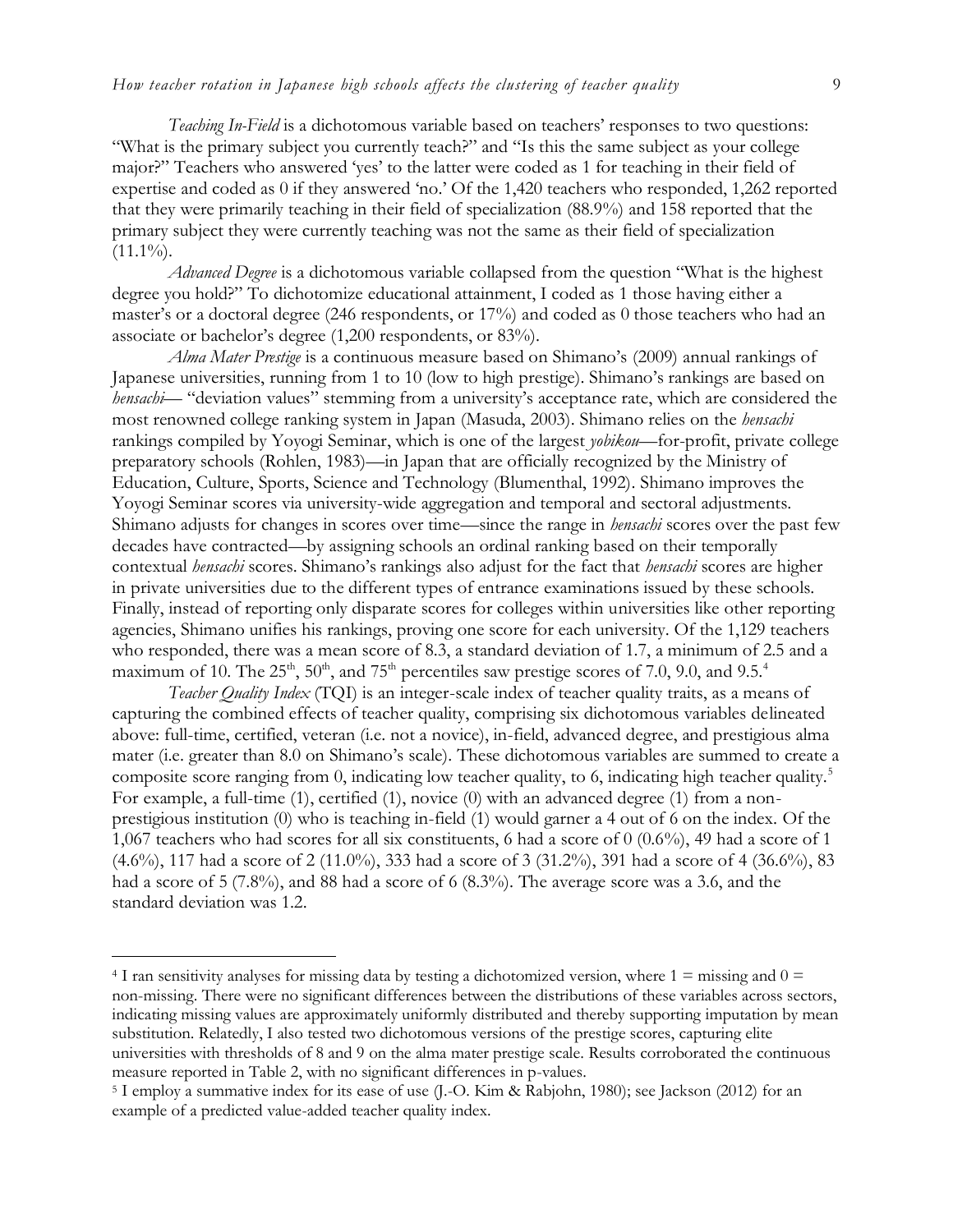*Teaching In-Field* is a dichotomous variable based on teachers' responses to two questions: "What is the primary subject you currently teach?" and "Is this the same subject as your college major?" Teachers who answered 'yes' to the latter were coded as 1 for teaching in their field of expertise and coded as 0 if they answered 'no.' Of the 1,420 teachers who responded, 1,262 reported that they were primarily teaching in their field of specialization (88.9%) and 158 reported that the primary subject they were currently teaching was not the same as their field of specialization (11.1%).

*Advanced Degree* is a dichotomous variable collapsed from the question "What is the highest degree you hold?" To dichotomize educational attainment, I coded as 1 those having either a master's or a doctoral degree (246 respondents, or 17%) and coded as 0 those teachers who had an associate or bachelor's degree (1,200 respondents, or 83%).

*Alma Mater Prestige* is a continuous measure based on Shimano's (2009) annual rankings of Japanese universities, running from 1 to 10 (low to high prestige). Shimano's rankings are based on *hensachi*— "deviation values" stemming from a university's acceptance rate, which are considered the most renowned college ranking system in Japan (Masuda, 2003). Shimano relies on the *hensachi* rankings compiled by Yoyogi Seminar, which is one of the largest *yobikou*—for-profit, private college preparatory schools (Rohlen, 1983)—in Japan that are officially recognized by the Ministry of Education, Culture, Sports, Science and Technology (Blumenthal, 1992). Shimano improves the Yoyogi Seminar scores via university-wide aggregation and temporal and sectoral adjustments. Shimano adjusts for changes in scores over time—since the range in *hensachi* scores over the past few decades have contracted—by assigning schools an ordinal ranking based on their temporally contextual *hensachi* scores. Shimano's rankings also adjust for the fact that *hensachi* scores are higher in private universities due to the different types of entrance examinations issued by these schools. Finally, instead of reporting only disparate scores for colleges within universities like other reporting agencies, Shimano unifies his rankings, proving one score for each university. Of the 1,129 teachers who responded, there was a mean score of 8.3, a standard deviation of 1.7, a minimum of 2.5 and a maximum of 10. The 25th, 50th, and 75th percentiles saw prestige scores of 7.0, 9.0, and 9.5.[4]

*Teacher Quality Index* (TQI) is an integer-scale index of teacher quality traits, as a means of capturing the combined effects of teacher quality, comprising six dichotomous variables delineated above: full-time, certified, veteran (i.e. not a novice), in-field, advanced degree, and prestigious alma mater (i.e. greater than 8.0 on Shimano's scale). These dichotomous variables are summed to create a composite score ranging from 0, indicating low teacher quality, to 6, indicating high teacher quality.[5] For example, a full-time (1), certified (1), novice (0) with an advanced degree (1) from a non-prestigious institution (0) who is teaching in-field (1) would garner a 4 out of 6 on the index. Of the 1,067 teachers who had scores for all six constituents, 6 had a score of 0 (0.6%), 49 had a score of 1 (4.6%), 117 had a score of 2 (11.0%), 333 had a score of 3 (31.2%), 391 had a score of 4 (36.6%), 83 had a score of 5 (7.8%), and 88 had a score of 6 (8.3%). The average score was a 3.6, and the standard deviation was 1.2.

---

[4] I ran sensitivity analyses for missing data by testing a dichotomized version, where 1 = missing and 0 = non-missing. There were no significant differences between the distributions of these variables across sectors, indicating missing values are approximately uniformly distributed and thereby supporting imputation by mean substitution. Relatedly, I also tested two dichotomous versions of the prestige scores, capturing elite universities with thresholds of 8 and 9 on the alma mater prestige scale. Results corroborated the continuous measure reported in Table 2, with no significant differences in p-values.

[5] I employ a summative index for its ease of use (J.-O. Kim & Rabjohn, 1980); see Jackson (2012) for an example of a predicted value-added teacher quality index.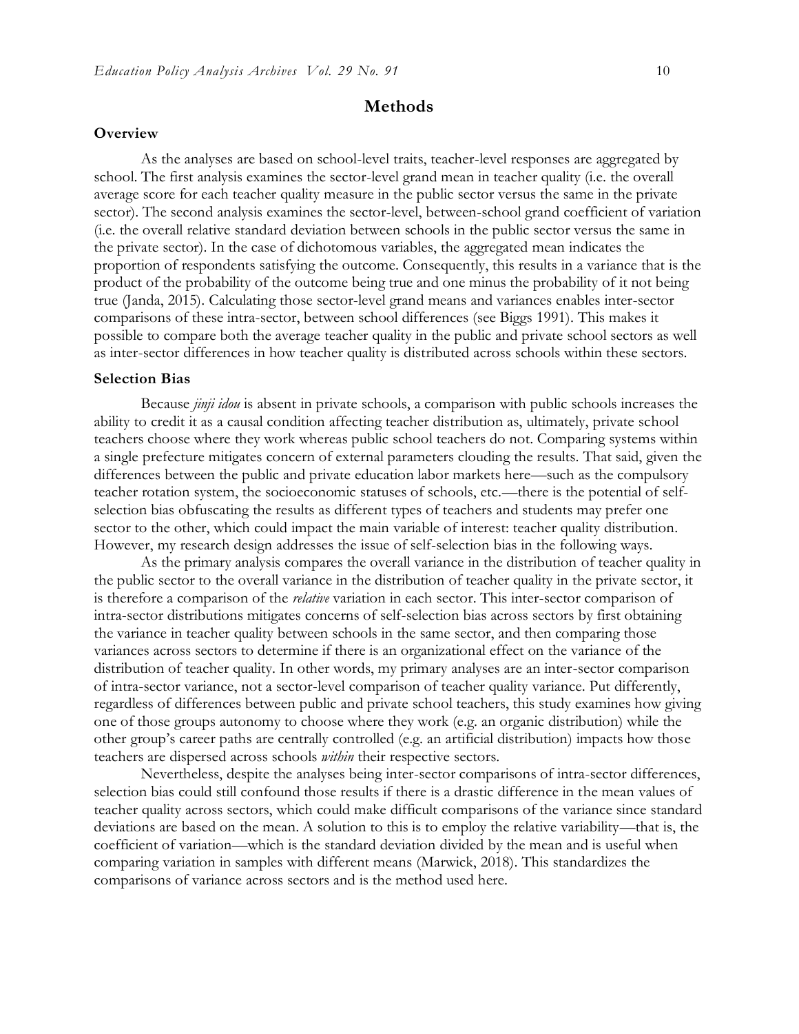## Methods

### Overview

As the analyses are based on school-level traits, teacher-level responses are aggregated by school. The first analysis examines the sector-level grand mean in teacher quality (i.e. the overall average score for each teacher quality measure in the public sector versus the same in the private sector). The second analysis examines the sector-level, between-school grand coefficient of variation (i.e. the overall relative standard deviation between schools in the public sector versus the same in the private sector). In the case of dichotomous variables, the aggregated mean indicates the proportion of respondents satisfying the outcome. Consequently, this results in a variance that is the product of the probability of the outcome being true and one minus the probability of it not being true (Janda, 2015). Calculating those sector-level grand means and variances enables inter-sector comparisons of these intra-sector, between school differences (see Biggs 1991). This makes it possible to compare both the average teacher quality in the public and private school sectors as well as inter-sector differences in how teacher quality is distributed across schools within these sectors.

### Selection Bias

Because *jinji idou* is absent in private schools, a comparison with public schools increases the ability to credit it as a causal condition affecting teacher distribution as, ultimately, private school teachers choose where they work whereas public school teachers do not. Comparing systems within a single prefecture mitigates concern of external parameters clouding the results. That said, given the differences between the public and private education labor markets here—such as the compulsory teacher rotation system, the socioeconomic statuses of schools, etc.—there is the potential of self-selection bias obfuscating the results as different types of teachers and students may prefer one sector to the other, which could impact the main variable of interest: teacher quality distribution. However, my research design addresses the issue of self-selection bias in the following ways.

As the primary analysis compares the overall variance in the distribution of teacher quality in the public sector to the overall variance in the distribution of teacher quality in the private sector, it is therefore a comparison of the *relative* variation in each sector. This inter-sector comparison of intra-sector distributions mitigates concerns of self-selection bias across sectors by first obtaining the variance in teacher quality between schools in the same sector, and then comparing those variances across sectors to determine if there is an organizational effect on the variance of the distribution of teacher quality. In other words, my primary analyses are an inter-sector comparison of intra-sector variance, not a sector-level comparison of teacher quality variance. Put differently, regardless of differences between public and private school teachers, this study examines how giving one of those groups autonomy to choose where they work (e.g. an organic distribution) while the other group's career paths are centrally controlled (e.g. an artificial distribution) impacts how those teachers are dispersed across schools *within* their respective sectors.

Nevertheless, despite the analyses being inter-sector comparisons of intra-sector differences, selection bias could still confound those results if there is a drastic difference in the mean values of teacher quality across sectors, which could make difficult comparisons of the variance since standard deviations are based on the mean. A solution to this is to employ the relative variability—that is, the coefficient of variation—which is the standard deviation divided by the mean and is useful when comparing variation in samples with different means (Marwick, 2018). This standardizes the comparisons of variance across sectors and is the method used here.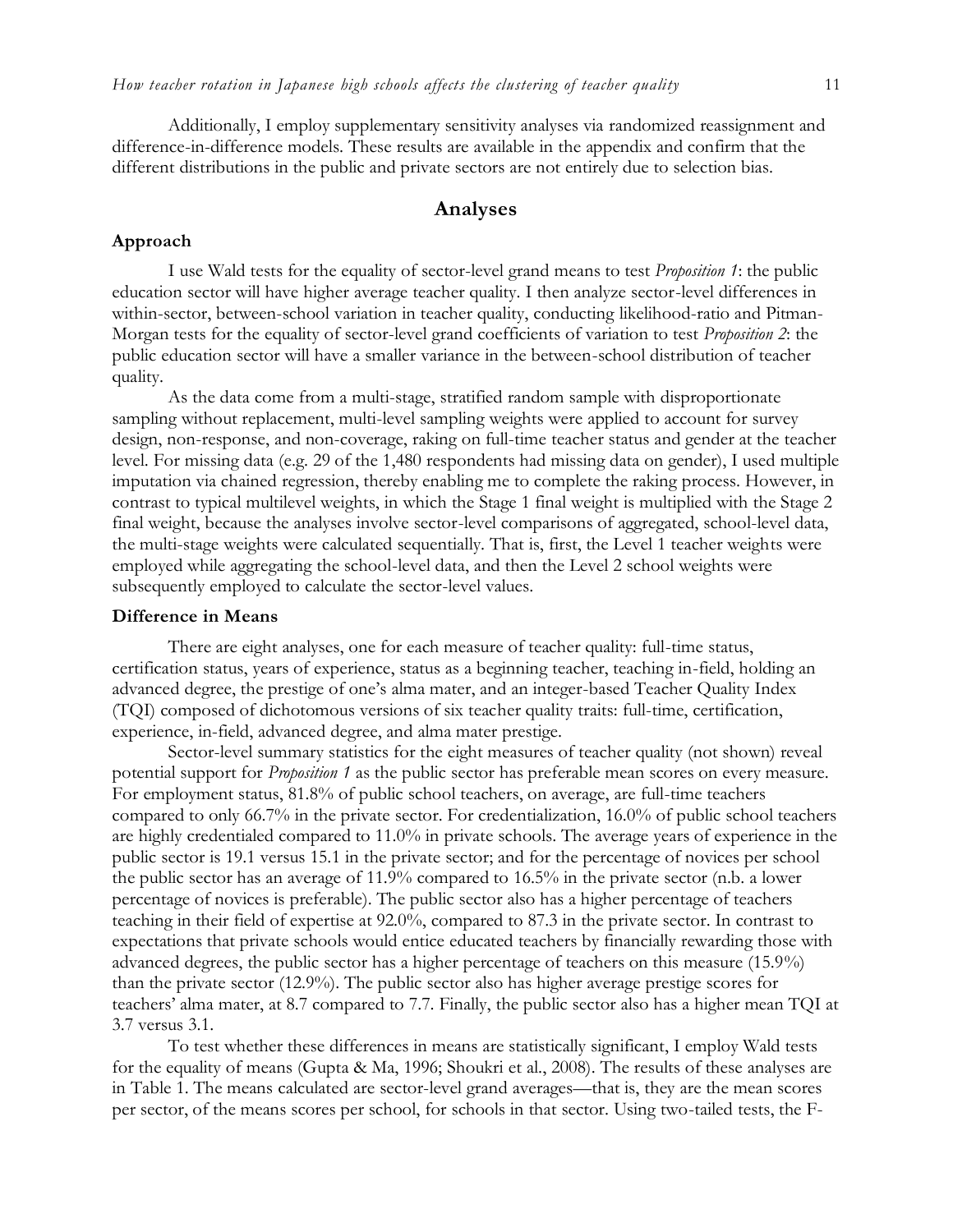Additionally, I employ supplementary sensitivity analyses via randomized reassignment and difference-in-difference models. These results are available in the appendix and confirm that the different distributions in the public and private sectors are not entirely due to selection bias.

## Analyses

### Approach

I use Wald tests for the equality of sector-level grand means to test *Proposition 1*: the public education sector will have higher average teacher quality. I then analyze sector-level differences in within-sector, between-school variation in teacher quality, conducting likelihood-ratio and Pitman-Morgan tests for the equality of sector-level grand coefficients of variation to test *Proposition 2*: the public education sector will have a smaller variance in the between-school distribution of teacher quality.

As the data come from a multi-stage, stratified random sample with disproportionate sampling without replacement, multi-level sampling weights were applied to account for survey design, non-response, and non-coverage, raking on full-time teacher status and gender at the teacher level. For missing data (e.g. 29 of the 1,480 respondents had missing data on gender), I used multiple imputation via chained regression, thereby enabling me to complete the raking process. However, in contrast to typical multilevel weights, in which the Stage 1 final weight is multiplied with the Stage 2 final weight, because the analyses involve sector-level comparisons of aggregated, school-level data, the multi-stage weights were calculated sequentially. That is, first, the Level 1 teacher weights were employed while aggregating the school-level data, and then the Level 2 school weights were subsequently employed to calculate the sector-level values.

### Difference in Means

There are eight analyses, one for each measure of teacher quality: full-time status, certification status, years of experience, status as a beginning teacher, teaching in-field, holding an advanced degree, the prestige of one's alma mater, and an integer-based Teacher Quality Index (TQI) composed of dichotomous versions of six teacher quality traits: full-time, certification, experience, in-field, advanced degree, and alma mater prestige.

Sector-level summary statistics for the eight measures of teacher quality (not shown) reveal potential support for *Proposition 1* as the public sector has preferable mean scores on every measure. For employment status, 81.8% of public school teachers, on average, are full-time teachers compared to only 66.7% in the private sector. For credentialization, 16.0% of public school teachers are highly credentialed compared to 11.0% in private schools. The average years of experience in the public sector is 19.1 versus 15.1 in the private sector; and for the percentage of novices per school the public sector has an average of 11.9% compared to 16.5% in the private sector (n.b. a lower percentage of novices is preferable). The public sector also has a higher percentage of teachers teaching in their field of expertise at 92.0%, compared to 87.3 in the private sector. In contrast to expectations that private schools would entice educated teachers by financially rewarding those with advanced degrees, the public sector has a higher percentage of teachers on this measure (15.9%) than the private sector (12.9%). The public sector also has higher average prestige scores for teachers' alma mater, at 8.7 compared to 7.7. Finally, the public sector also has a higher mean TQI at 3.7 versus 3.1.

To test whether these differences in means are statistically significant, I employ Wald tests for the equality of means (Gupta & Ma, 1996; Shoukri et al., 2008). The results of these analyses are in Table 1. The means calculated are sector-level grand averages—that is, they are the mean scores per sector, of the means scores per school, for schools in that sector. Using two-tailed tests, the F-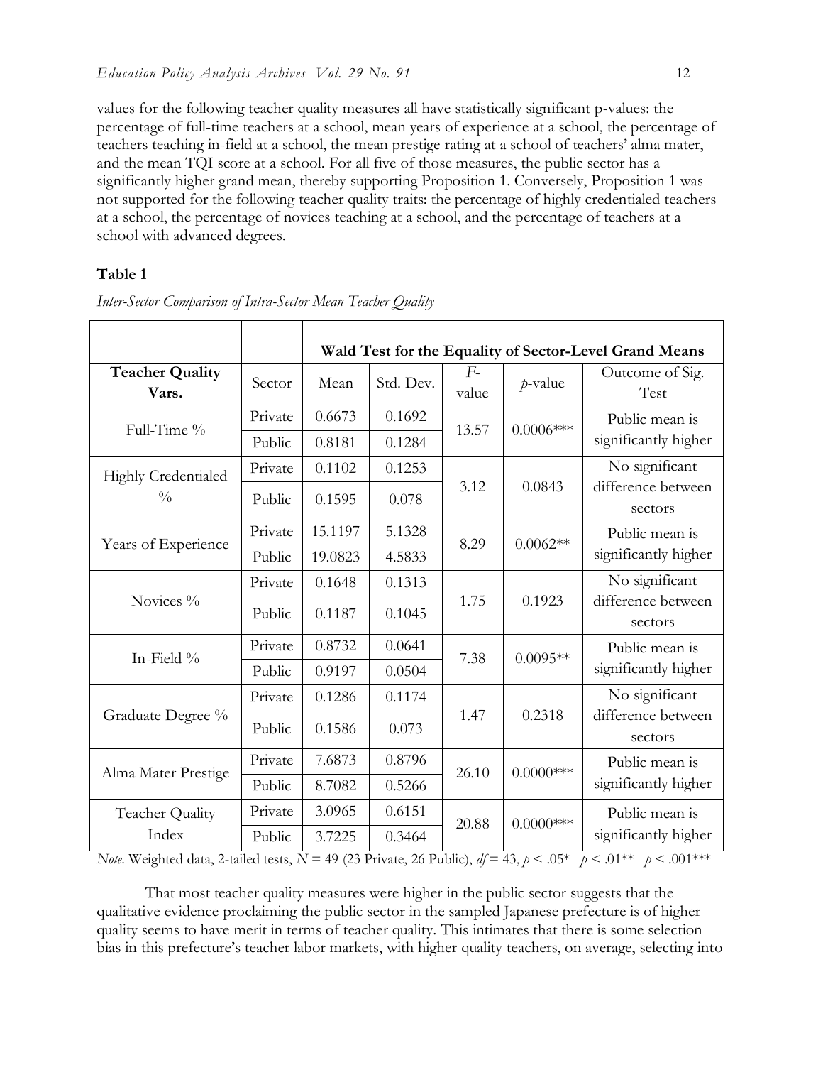values for the following teacher quality measures all have statistically significant p-values: the percentage of full-time teachers at a school, mean years of experience at a school, the percentage of teachers teaching in-field at a school, the mean prestige rating at a school of teachers' alma mater, and the mean TQI score at a school. For all five of those measures, the public sector has a significantly higher grand mean, thereby supporting Proposition 1. Conversely, Proposition 1 was not supported for the following teacher quality traits: the percentage of highly credentialed teachers at a school, the percentage of novices teaching at a school, and the percentage of teachers at a school with advanced degrees.

**Table 1**

*Inter-Sector Comparison of Intra-Sector Mean Teacher Quality*

| | | **Wald Test for the Equality of Sector-Level Grand Means** | | | | |
|---|---|---|---|---|---|---|
| **Teacher Quality Vars.** | Sector | Mean | Std. Dev. | *F*-value | *p*-value | Outcome of Sig. Test |
| Full-Time % | Private | 0.6673 | 0.1692 | 13.57 | 0.0006*** | Public mean is significantly higher |
| | Public | 0.8181 | 0.1284 | | | |
| Highly Credentialed % | Private | 0.1102 | 0.1253 | 3.12 | 0.0843 | No significant difference between sectors |
| | Public | 0.1595 | 0.078 | | | |
| Years of Experience | Private | 15.1197 | 5.1328 | 8.29 | 0.0062** | Public mean is significantly higher |
| | Public | 19.0823 | 4.5833 | | | |
| Novices % | Private | 0.1648 | 0.1313 | 1.75 | 0.1923 | No significant difference between sectors |
| | Public | 0.1187 | 0.1045 | | | |
| In-Field % | Private | 0.8732 | 0.0641 | 7.38 | 0.0095** | Public mean is significantly higher |
| | Public | 0.9197 | 0.0504 | | | |
| Graduate Degree % | Private | 0.1286 | 0.1174 | 1.47 | 0.2318 | No significant difference between sectors |
| | Public | 0.1586 | 0.073 | | | |
| Alma Mater Prestige | Private | 7.6873 | 0.8796 | 26.10 | 0.0000*** | Public mean is significantly higher |
| | Public | 8.7082 | 0.5266 | | | |
| Teacher Quality Index | Private | 3.0965 | 0.6151 | 20.88 | 0.0000*** | Public mean is significantly higher |
| | Public | 3.7225 | 0.3464 | | | |

*Note.* Weighted data, 2-tailed tests, $N = 49$ (23 Private, 26 Public), $df = 43$, $p < .05$* $p < .01$** $p < .001$***

That most teacher quality measures were higher in the public sector suggests that the qualitative evidence proclaiming the public sector in the sampled Japanese prefecture is of higher quality seems to have merit in terms of teacher quality. This intimates that there is some selection bias in this prefecture's teacher labor markets, with higher quality teachers, on average, selecting into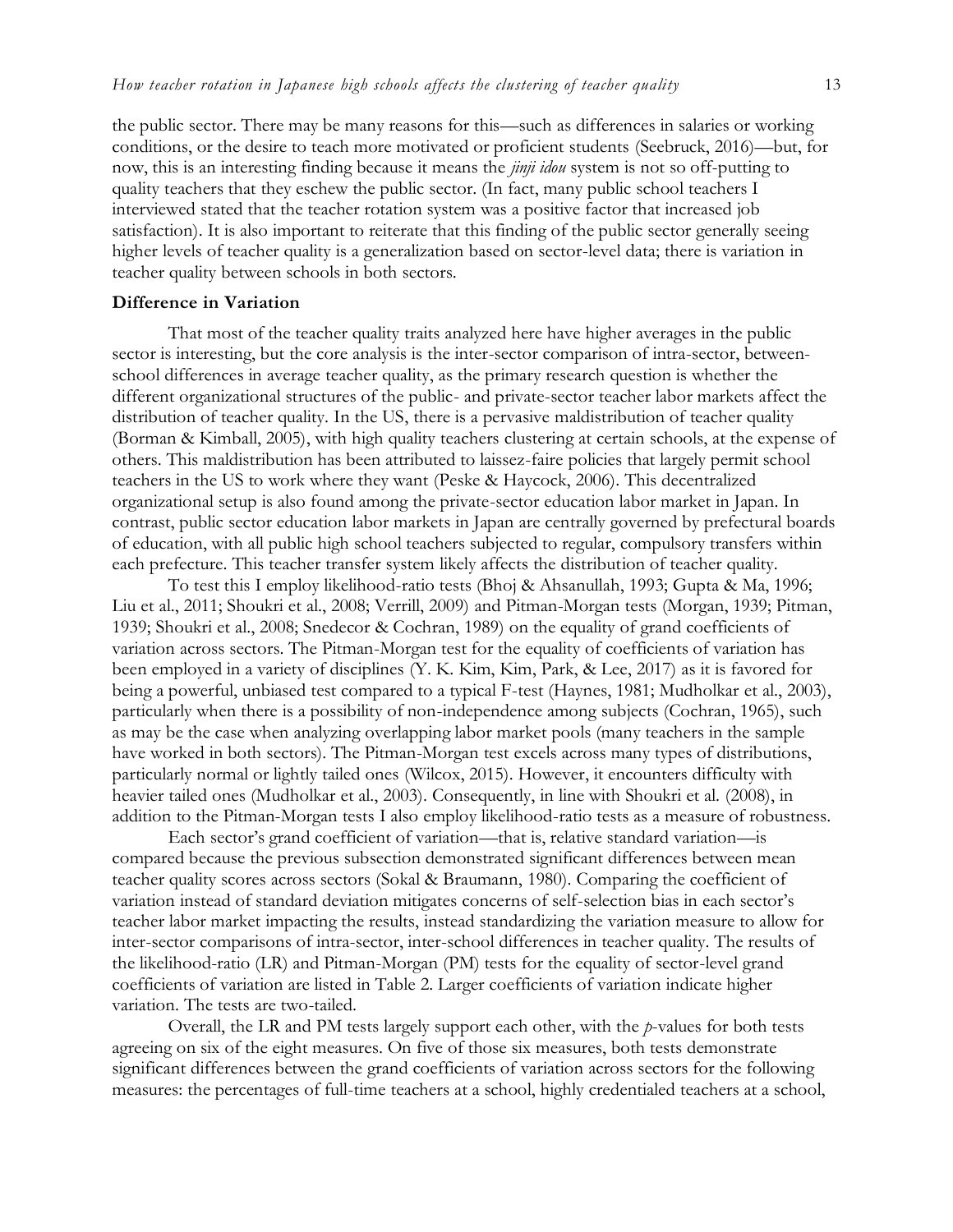the public sector. There may be many reasons for this—such as differences in salaries or working conditions, or the desire to teach more motivated or proficient students (Seebruck, 2016)—but, for now, this is an interesting finding because it means the *jinji idou* system is not so off-putting to quality teachers that they eschew the public sector. (In fact, many public school teachers I interviewed stated that the teacher rotation system was a positive factor that increased job satisfaction). It is also important to reiterate that this finding of the public sector generally seeing higher levels of teacher quality is a generalization based on sector-level data; there is variation in teacher quality between schools in both sectors.

### Difference in Variation

That most of the teacher quality traits analyzed here have higher averages in the public sector is interesting, but the core analysis is the inter-sector comparison of intra-sector, between-school differences in average teacher quality, as the primary research question is whether the different organizational structures of the public- and private-sector teacher labor markets affect the distribution of teacher quality. In the US, there is a pervasive maldistribution of teacher quality (Borman & Kimball, 2005), with high quality teachers clustering at certain schools, at the expense of others. This maldistribution has been attributed to laissez-faire policies that largely permit school teachers in the US to work where they want (Peske & Haycock, 2006). This decentralized organizational setup is also found among the private-sector education labor market in Japan. In contrast, public sector education labor markets in Japan are centrally governed by prefectural boards of education, with all public high school teachers subjected to regular, compulsory transfers within each prefecture. This teacher transfer system likely affects the distribution of teacher quality.

To test this I employ likelihood-ratio tests (Bhoj & Ahsanullah, 1993; Gupta & Ma, 1996; Liu et al., 2011; Shoukri et al., 2008; Verrill, 2009) and Pitman-Morgan tests (Morgan, 1939; Pitman, 1939; Shoukri et al., 2008; Snedecor & Cochran, 1989) on the equality of grand coefficients of variation across sectors. The Pitman-Morgan test for the equality of coefficients of variation has been employed in a variety of disciplines (Y. K. Kim, Kim, Park, & Lee, 2017) as it is favored for being a powerful, unbiased test compared to a typical F-test (Haynes, 1981; Mudholkar et al., 2003), particularly when there is a possibility of non-independence among subjects (Cochran, 1965), such as may be the case when analyzing overlapping labor market pools (many teachers in the sample have worked in both sectors). The Pitman-Morgan test excels across many types of distributions, particularly normal or lightly tailed ones (Wilcox, 2015). However, it encounters difficulty with heavier tailed ones (Mudholkar et al., 2003). Consequently, in line with Shoukri et al. (2008), in addition to the Pitman-Morgan tests I also employ likelihood-ratio tests as a measure of robustness.

Each sector's grand coefficient of variation—that is, relative standard variation—is compared because the previous subsection demonstrated significant differences between mean teacher quality scores across sectors (Sokal & Braumann, 1980). Comparing the coefficient of variation instead of standard deviation mitigates concerns of self-selection bias in each sector's teacher labor market impacting the results, instead standardizing the variation measure to allow for inter-sector comparisons of intra-sector, inter-school differences in teacher quality. The results of the likelihood-ratio (LR) and Pitman-Morgan (PM) tests for the equality of sector-level grand coefficients of variation are listed in Table 2. Larger coefficients of variation indicate higher variation. The tests are two-tailed.

Overall, the LR and PM tests largely support each other, with the *p*-values for both tests agreeing on six of the eight measures. On five of those six measures, both tests demonstrate significant differences between the grand coefficients of variation across sectors for the following measures: the percentages of full-time teachers at a school, highly credentialed teachers at a school,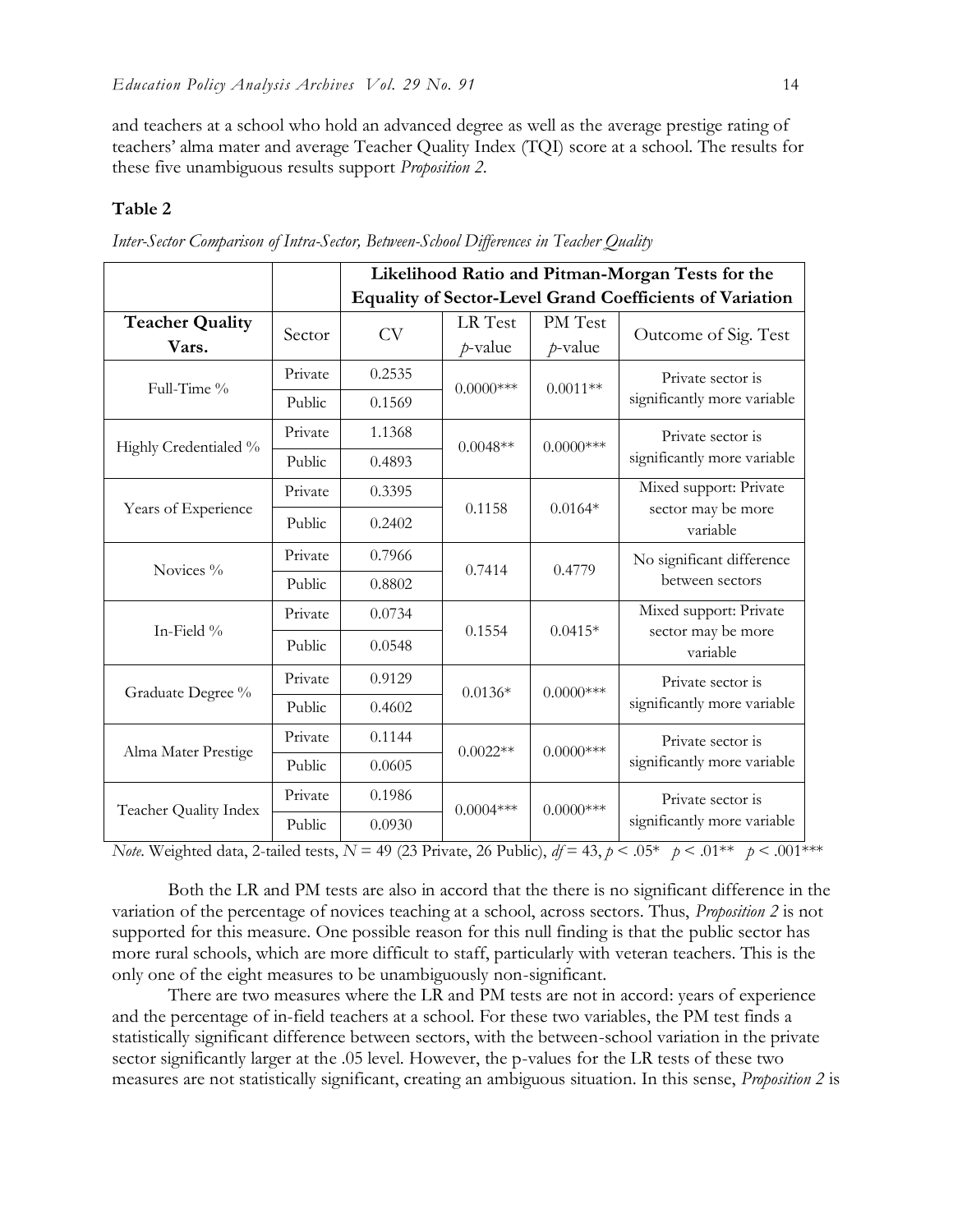and teachers at a school who hold an advanced degree as well as the average prestige rating of teachers' alma mater and average Teacher Quality Index (TQI) score at a school. The results for these five unambiguous results support *Proposition 2*.

**Table 2**

*Inter-Sector Comparison of Intra-Sector, Between-School Differences in Teacher Quality*

| | | **Likelihood Ratio and Pitman-Morgan Tests for the Equality of Sector-Level Grand Coefficients of Variation** | | | |
|---|---|---|---|---|---|
| **Teacher Quality Vars.** | Sector | CV | LR Test *p*-value | PM Test *p*-value | Outcome of Sig. Test |
| Full-Time % | Private | 0.2535 | 0.0000*** | 0.0011** | Private sector is significantly more variable |
| | Public | 0.1569 | | | |
| Highly Credentialed % | Private | 1.1368 | 0.0048** | 0.0000*** | Private sector is significantly more variable |
| | Public | 0.4893 | | | |
| Years of Experience | Private | 0.3395 | 0.1158 | 0.0164* | Mixed support: Private sector may be more variable |
| | Public | 0.2402 | | | |
| Novices % | Private | 0.7966 | 0.7414 | 0.4779 | No significant difference between sectors |
| | Public | 0.8802 | | | |
| In-Field % | Private | 0.0734 | 0.1554 | 0.0415* | Mixed support: Private sector may be more variable |
| | Public | 0.0548 | | | |
| Graduate Degree % | Private | 0.9129 | 0.0136* | 0.0000*** | Private sector is significantly more variable |
| | Public | 0.4602 | | | |
| Alma Mater Prestige | Private | 0.1144 | 0.0022** | 0.0000*** | Private sector is significantly more variable |
| | Public | 0.0605 | | | |
| Teacher Quality Index | Private | 0.1986 | 0.0004*** | 0.0000*** | Private sector is significantly more variable |
| | Public | 0.0930 | | | |

*Note.* Weighted data, 2-tailed tests, $N = 49$ (23 Private, 26 Public), $df = 43$, $p < .05$* $p < .01$** $p < .001$***

Both the LR and PM tests are also in accord that the there is no significant difference in the variation of the percentage of novices teaching at a school, across sectors. Thus, *Proposition 2* is not supported for this measure. One possible reason for this null finding is that the public sector has more rural schools, which are more difficult to staff, particularly with veteran teachers. This is the only one of the eight measures to be unambiguously non-significant.

There are two measures where the LR and PM tests are not in accord: years of experience and the percentage of in-field teachers at a school. For these two variables, the PM test finds a statistically significant difference between sectors, with the between-school variation in the private sector significantly larger at the .05 level. However, the p-values for the LR tests of these two measures are not statistically significant, creating an ambiguous situation. In this sense, *Proposition 2* is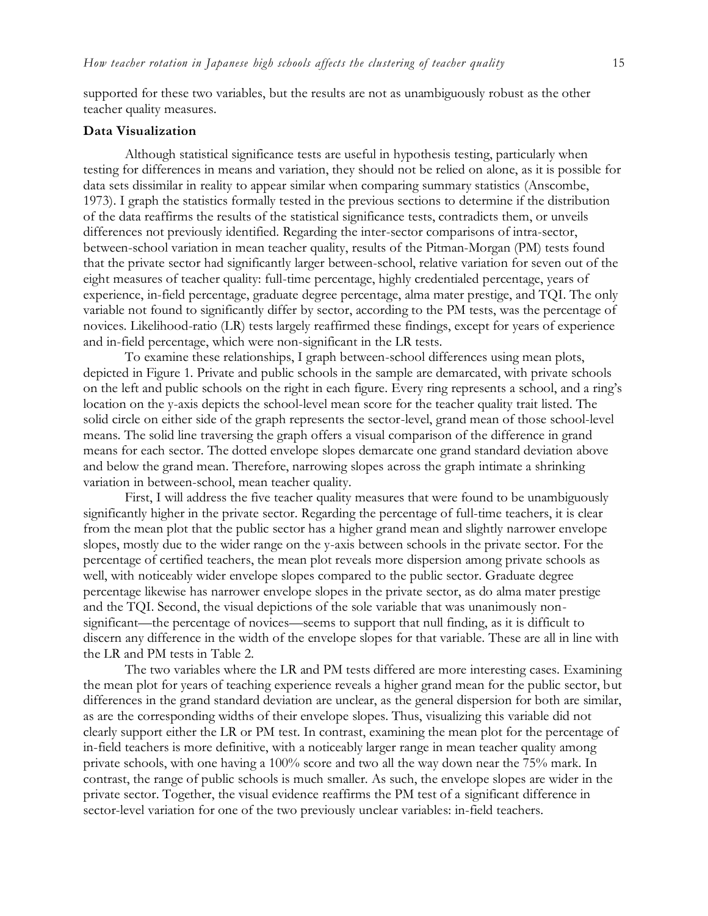supported for these two variables, but the results are not as unambiguously robust as the other teacher quality measures.

### Data Visualization

Although statistical significance tests are useful in hypothesis testing, particularly when testing for differences in means and variation, they should not be relied on alone, as it is possible for data sets dissimilar in reality to appear similar when comparing summary statistics (Anscombe, 1973). I graph the statistics formally tested in the previous sections to determine if the distribution of the data reaffirms the results of the statistical significance tests, contradicts them, or unveils differences not previously identified. Regarding the inter-sector comparisons of intra-sector, between-school variation in mean teacher quality, results of the Pitman-Morgan (PM) tests found that the private sector had significantly larger between-school, relative variation for seven out of the eight measures of teacher quality: full-time percentage, highly credentialed percentage, years of experience, in-field percentage, graduate degree percentage, alma mater prestige, and TQI. The only variable not found to significantly differ by sector, according to the PM tests, was the percentage of novices. Likelihood-ratio (LR) tests largely reaffirmed these findings, except for years of experience and in-field percentage, which were non-significant in the LR tests.

To examine these relationships, I graph between-school differences using mean plots, depicted in Figure 1. Private and public schools in the sample are demarcated, with private schools on the left and public schools on the right in each figure. Every ring represents a school, and a ring's location on the y-axis depicts the school-level mean score for the teacher quality trait listed. The solid circle on either side of the graph represents the sector-level, grand mean of those school-level means. The solid line traversing the graph offers a visual comparison of the difference in grand means for each sector. The dotted envelope slopes demarcate one grand standard deviation above and below the grand mean. Therefore, narrowing slopes across the graph intimate a shrinking variation in between-school, mean teacher quality.

First, I will address the five teacher quality measures that were found to be unambiguously significantly higher in the private sector. Regarding the percentage of full-time teachers, it is clear from the mean plot that the public sector has a higher grand mean and slightly narrower envelope slopes, mostly due to the wider range on the y-axis between schools in the private sector. For the percentage of certified teachers, the mean plot reveals more dispersion among private schools as well, with noticeably wider envelope slopes compared to the public sector. Graduate degree percentage likewise has narrower envelope slopes in the private sector, as do alma mater prestige and the TQI. Second, the visual depictions of the sole variable that was unanimously non-significant—the percentage of novices—seems to support that null finding, as it is difficult to discern any difference in the width of the envelope slopes for that variable. These are all in line with the LR and PM tests in Table 2.

The two variables where the LR and PM tests differed are more interesting cases. Examining the mean plot for years of teaching experience reveals a higher grand mean for the public sector, but differences in the grand standard deviation are unclear, as the general dispersion for both are similar, as are the corresponding widths of their envelope slopes. Thus, visualizing this variable did not clearly support either the LR or PM test. In contrast, examining the mean plot for the percentage of in-field teachers is more definitive, with a noticeably larger range in mean teacher quality among private schools, with one having a 100% score and two all the way down near the 75% mark. In contrast, the range of public schools is much smaller. As such, the envelope slopes are wider in the private sector. Together, the visual evidence reaffirms the PM test of a significant difference in sector-level variation for one of the two previously unclear variables: in-field teachers.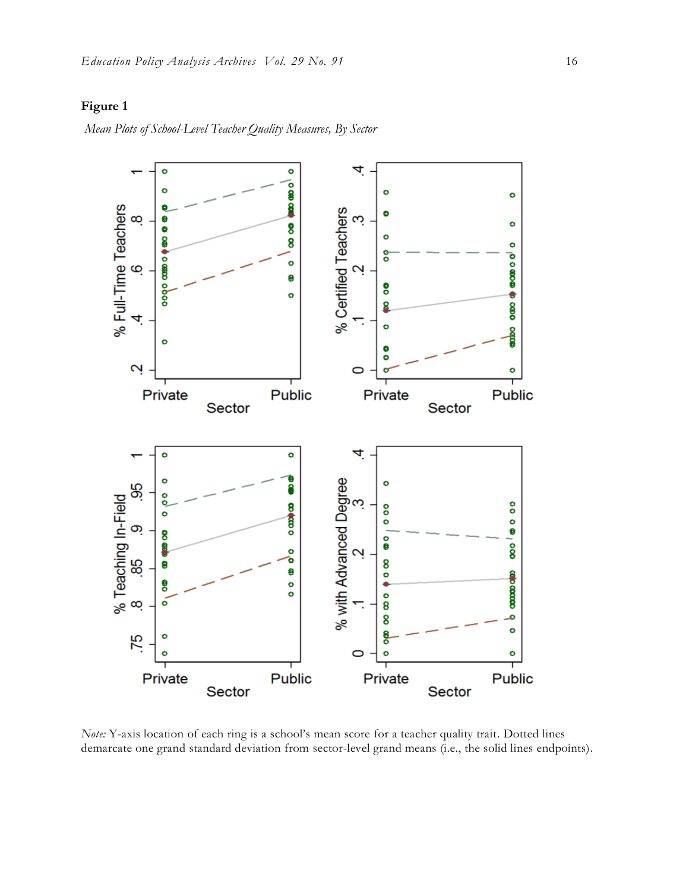**Figure 1**

*Mean Plots of School-Level Teacher Quality Measures, By Sector*

*Note:* Y-axis location of each ring is a school's mean score for a teacher quality trait. Dotted lines demarcate one grand standard deviation from sector-level grand means (i.e., the solid lines endpoints).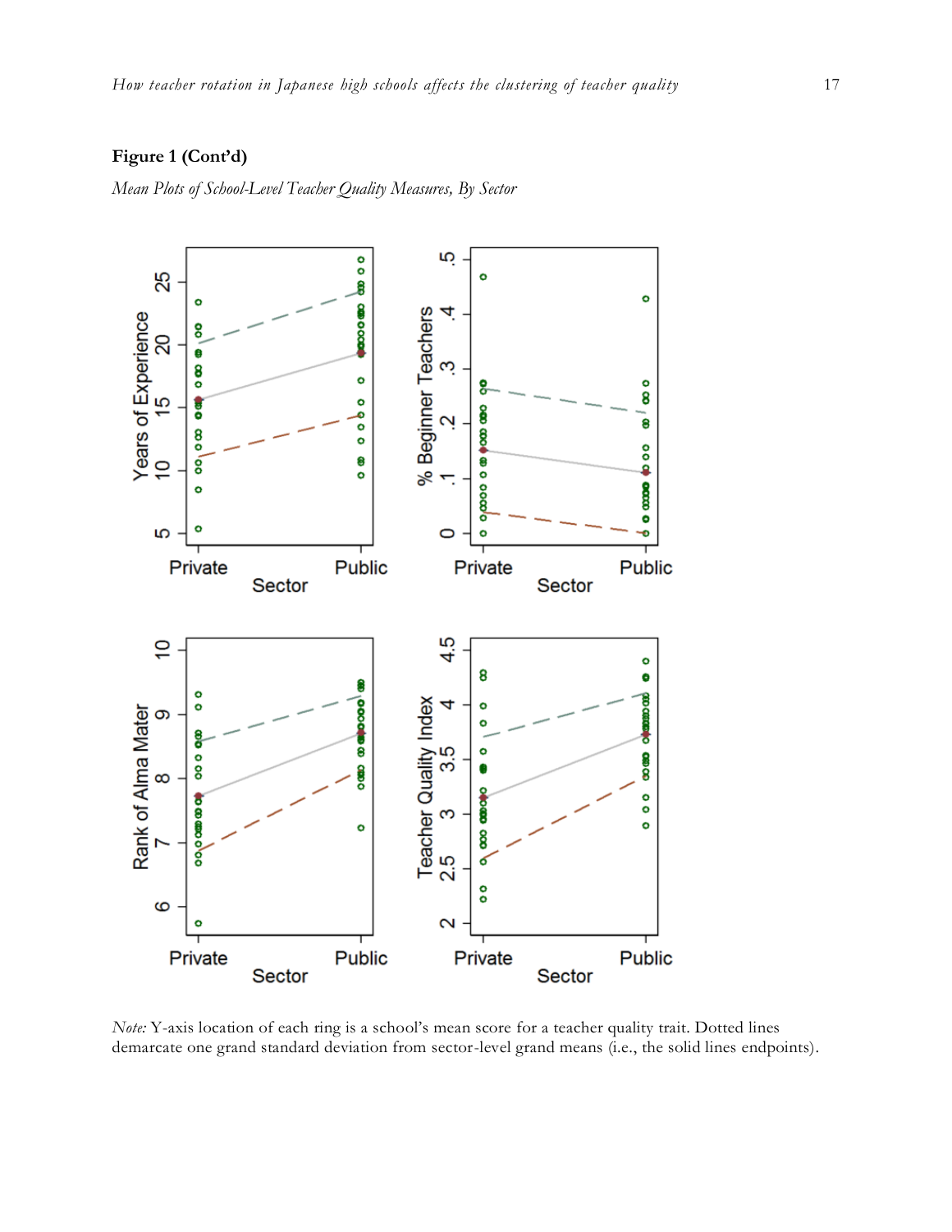**Figure 1 (Cont'd)**

*Mean Plots of School-Level Teacher Quality Measures, By Sector*

*Note:* Y-axis location of each ring is a school's mean score for a teacher quality trait. Dotted lines demarcate one grand standard deviation from sector-level grand means (i.e., the solid lines endpoints).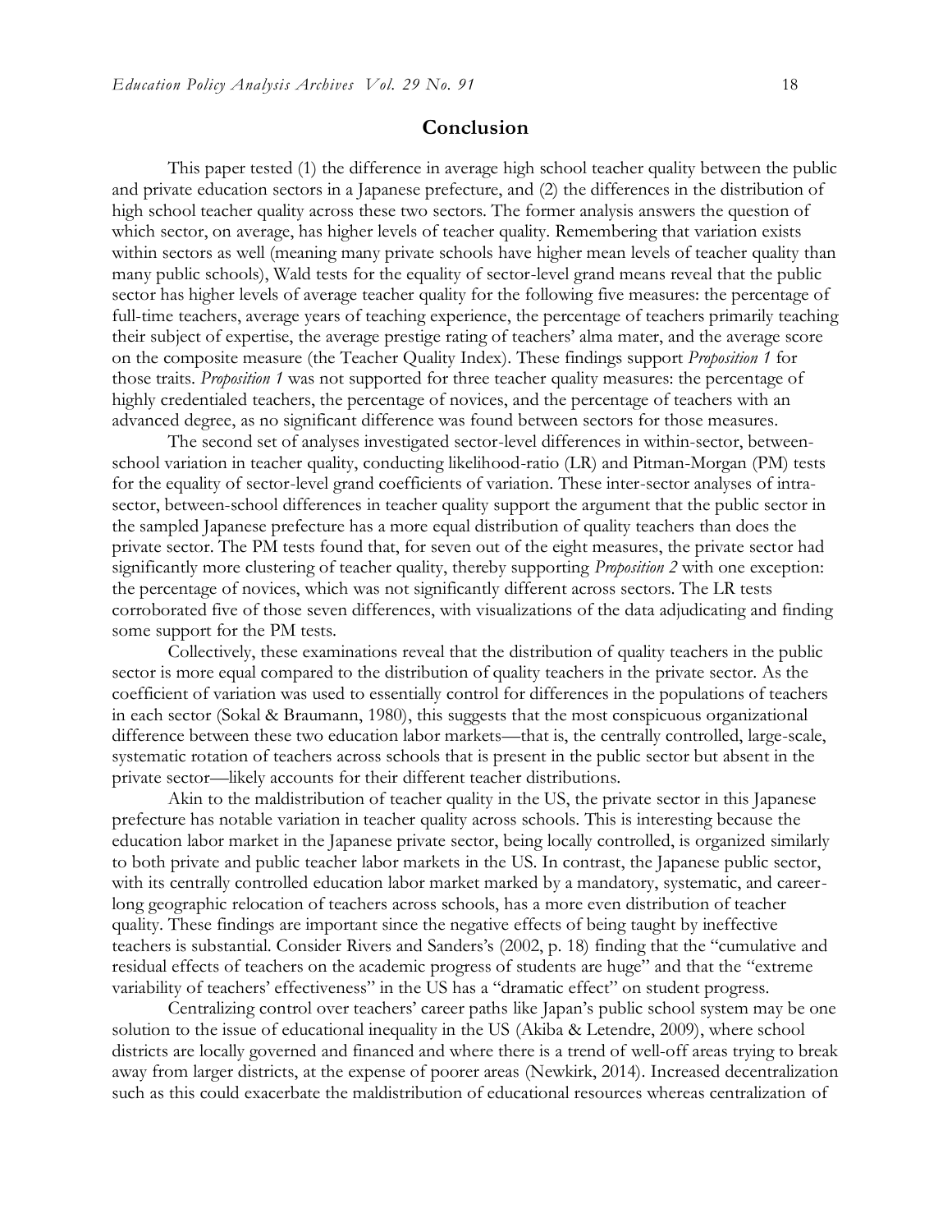## Conclusion

This paper tested (1) the difference in average high school teacher quality between the public and private education sectors in a Japanese prefecture, and (2) the differences in the distribution of high school teacher quality across these two sectors. The former analysis answers the question of which sector, on average, has higher levels of teacher quality. Remembering that variation exists within sectors as well (meaning many private schools have higher mean levels of teacher quality than many public schools), Wald tests for the equality of sector-level grand means reveal that the public sector has higher levels of average teacher quality for the following five measures: the percentage of full-time teachers, average years of teaching experience, the percentage of teachers primarily teaching their subject of expertise, the average prestige rating of teachers' alma mater, and the average score on the composite measure (the Teacher Quality Index). These findings support *Proposition 1* for those traits. *Proposition 1* was not supported for three teacher quality measures: the percentage of highly credentialed teachers, the percentage of novices, and the percentage of teachers with an advanced degree, as no significant difference was found between sectors for those measures.

The second set of analyses investigated sector-level differences in within-sector, between-school variation in teacher quality, conducting likelihood-ratio (LR) and Pitman-Morgan (PM) tests for the equality of sector-level grand coefficients of variation. These inter-sector analyses of intra-sector, between-school differences in teacher quality support the argument that the public sector in the sampled Japanese prefecture has a more equal distribution of quality teachers than does the private sector. The PM tests found that, for seven out of the eight measures, the private sector had significantly more clustering of teacher quality, thereby supporting *Proposition 2* with one exception: the percentage of novices, which was not significantly different across sectors. The LR tests corroborated five of those seven differences, with visualizations of the data adjudicating and finding some support for the PM tests.

Collectively, these examinations reveal that the distribution of quality teachers in the public sector is more equal compared to the distribution of quality teachers in the private sector. As the coefficient of variation was used to essentially control for differences in the populations of teachers in each sector (Sokal & Braumann, 1980), this suggests that the most conspicuous organizational difference between these two education labor markets—that is, the centrally controlled, large-scale, systematic rotation of teachers across schools that is present in the public sector but absent in the private sector—likely accounts for their different teacher distributions.

Akin to the maldistribution of teacher quality in the US, the private sector in this Japanese prefecture has notable variation in teacher quality across schools. This is interesting because the education labor market in the Japanese private sector, being locally controlled, is organized similarly to both private and public teacher labor markets in the US. In contrast, the Japanese public sector, with its centrally controlled education labor market marked by a mandatory, systematic, and career-long geographic relocation of teachers across schools, has a more even distribution of teacher quality. These findings are important since the negative effects of being taught by ineffective teachers is substantial. Consider Rivers and Sanders's (2002, p. 18) finding that the "cumulative and residual effects of teachers on the academic progress of students are huge" and that the "extreme variability of teachers' effectiveness" in the US has a "dramatic effect" on student progress.

Centralizing control over teachers' career paths like Japan's public school system may be one solution to the issue of educational inequality in the US (Akiba & Letendre, 2009), where school districts are locally governed and financed and where there is a trend of well-off areas trying to break away from larger districts, at the expense of poorer areas (Newkirk, 2014). Increased decentralization such as this could exacerbate the maldistribution of educational resources whereas centralization of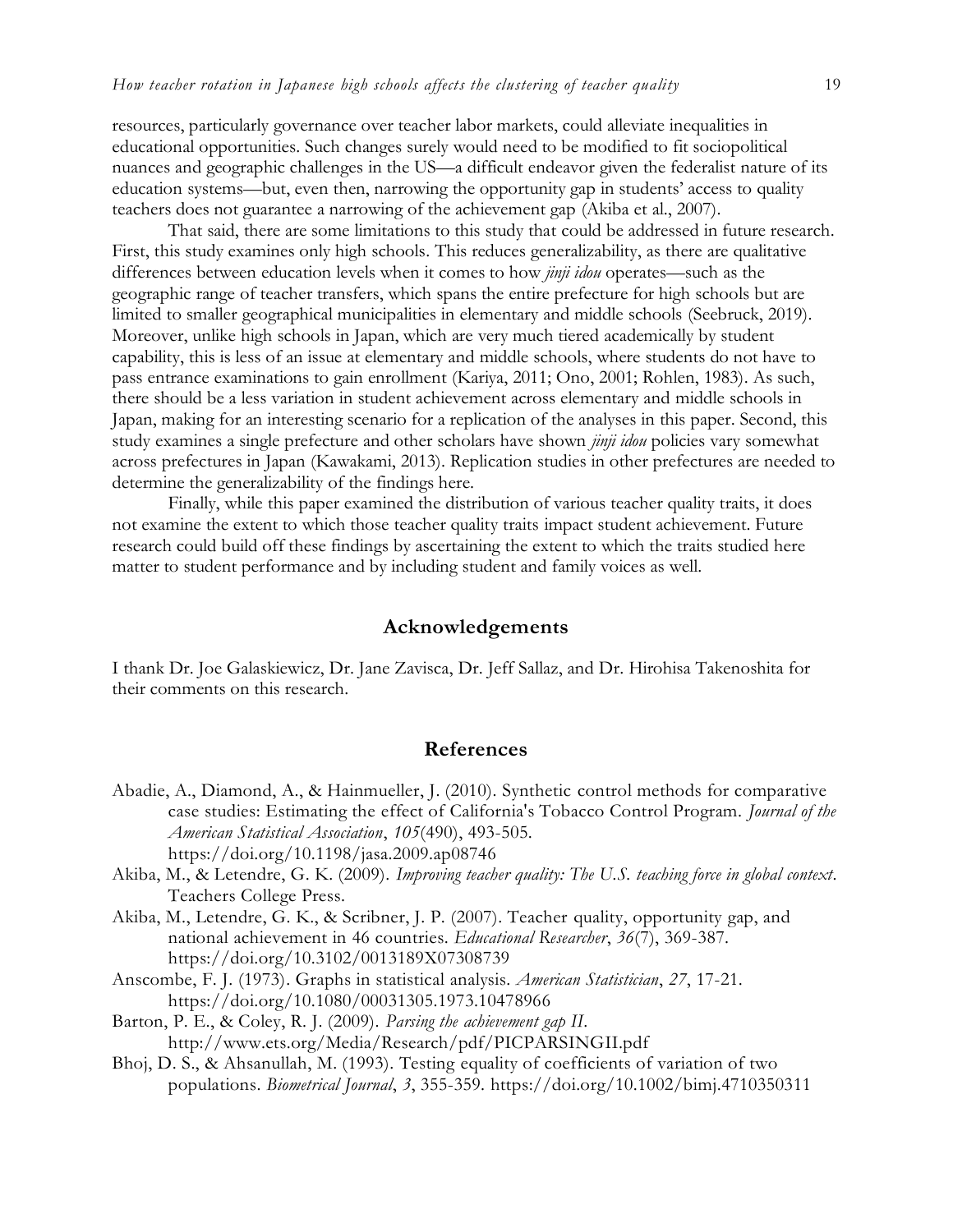resources, particularly governance over teacher labor markets, could alleviate inequalities in educational opportunities. Such changes surely would need to be modified to fit sociopolitical nuances and geographic challenges in the US—a difficult endeavor given the federalist nature of its education systems—but, even then, narrowing the opportunity gap in students' access to quality teachers does not guarantee a narrowing of the achievement gap (Akiba et al., 2007).

That said, there are some limitations to this study that could be addressed in future research. First, this study examines only high schools. This reduces generalizability, as there are qualitative differences between education levels when it comes to how *jinji idou* operates—such as the geographic range of teacher transfers, which spans the entire prefecture for high schools but are limited to smaller geographical municipalities in elementary and middle schools (Seebruck, 2019). Moreover, unlike high schools in Japan, which are very much tiered academically by student capability, this is less of an issue at elementary and middle schools, where students do not have to pass entrance examinations to gain enrollment (Kariya, 2011; Ono, 2001; Rohlen, 1983). As such, there should be a less variation in student achievement across elementary and middle schools in Japan, making for an interesting scenario for a replication of the analyses in this paper. Second, this study examines a single prefecture and other scholars have shown *jinji idou* policies vary somewhat across prefectures in Japan (Kawakami, 2013). Replication studies in other prefectures are needed to determine the generalizability of the findings here.

Finally, while this paper examined the distribution of various teacher quality traits, it does not examine the extent to which those teacher quality traits impact student achievement. Future research could build off these findings by ascertaining the extent to which the traits studied here matter to student performance and by including student and family voices as well.

## Acknowledgements

I thank Dr. Joe Galaskiewicz, Dr. Jane Zavisca, Dr. Jeff Sallaz, and Dr. Hirohisa Takenoshita for their comments on this research.

## References

Abadie, A., Diamond, A., & Hainmueller, J. (2010). Synthetic control methods for comparative case studies: Estimating the effect of California's Tobacco Control Program. *Journal of the American Statistical Association*, *105*(490), 493-505. https://doi.org/10.1198/jasa.2009.ap08746

Akiba, M., & Letendre, G. K. (2009). *Improving teacher quality: The U.S. teaching force in global context*. Teachers College Press.

Akiba, M., Letendre, G. K., & Scribner, J. P. (2007). Teacher quality, opportunity gap, and national achievement in 46 countries. *Educational Researcher*, *36*(7), 369-387. https://doi.org/10.3102/0013189X07308739

Anscombe, F. J. (1973). Graphs in statistical analysis. *American Statistician*, *27*, 17-21. https://doi.org/10.1080/00031305.1973.10478966

Barton, P. E., & Coley, R. J. (2009). *Parsing the achievement gap II*. http://www.ets.org/Media/Research/pdf/PICPARSINGII.pdf

Bhoj, D. S., & Ahsanullah, M. (1993). Testing equality of coefficients of variation of two populations. *Biometrical Journal*, *3*, 355-359. https://doi.org/10.1002/bimj.4710350311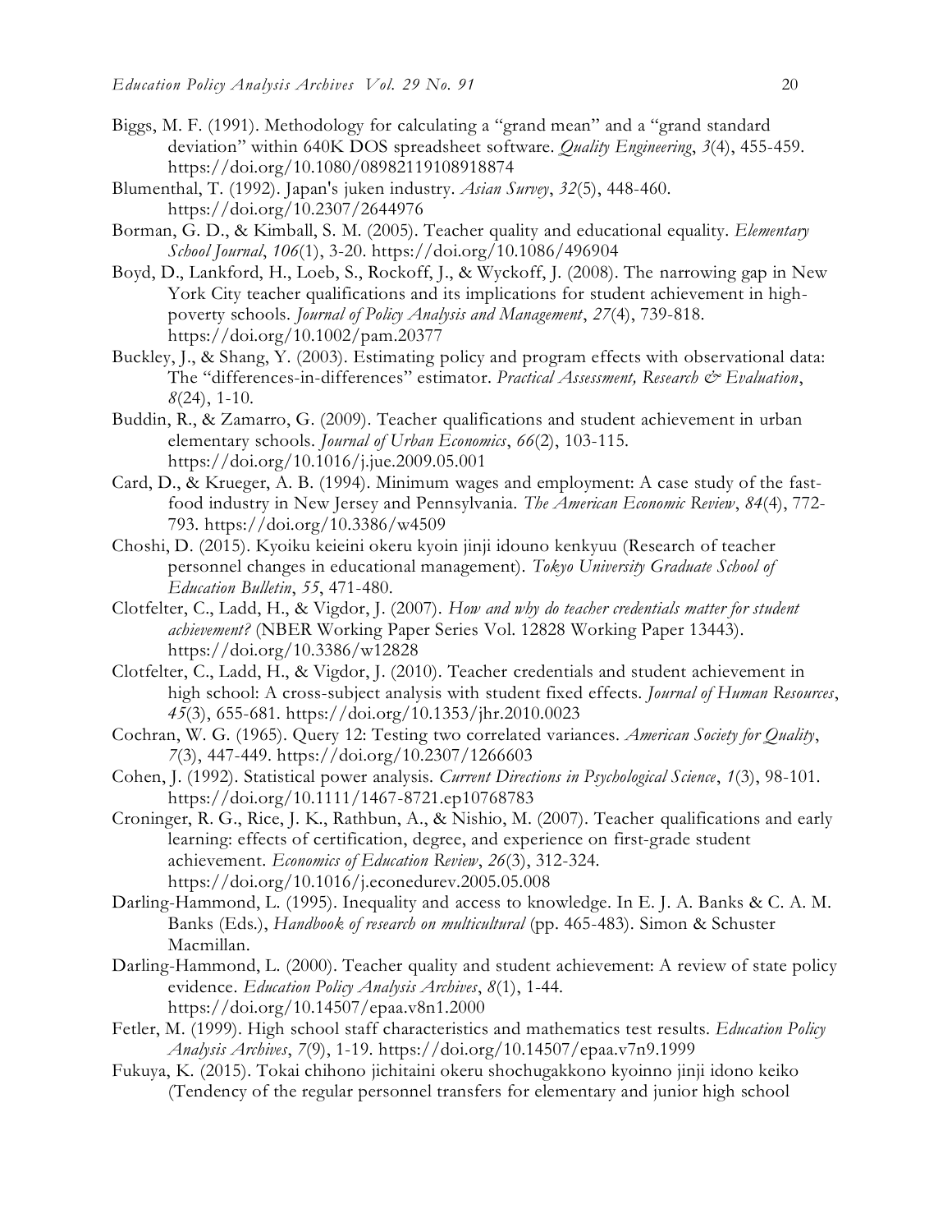Biggs, M. F. (1991). Methodology for calculating a "grand mean" and a "grand standard deviation" within 640K DOS spreadsheet software. *Quality Engineering*, *3*(4), 455-459. https://doi.org/10.1080/08982119108918874

Blumenthal, T. (1992). Japan's juken industry. *Asian Survey*, *32*(5), 448-460. https://doi.org/10.2307/2644976

Borman, G. D., & Kimball, S. M. (2005). Teacher quality and educational equality. *Elementary School Journal*, *106*(1), 3-20. https://doi.org/10.1086/496904

Boyd, D., Lankford, H., Loeb, S., Rockoff, J., & Wyckoff, J. (2008). The narrowing gap in New York City teacher qualifications and its implications for student achievement in high-poverty schools. *Journal of Policy Analysis and Management*, *27*(4), 739-818. https://doi.org/10.1002/pam.20377

Buckley, J., & Shang, Y. (2003). Estimating policy and program effects with observational data: The "differences-in-differences" estimator. *Practical Assessment, Research & Evaluation*, *8*(24), 1-10.

Buddin, R., & Zamarro, G. (2009). Teacher qualifications and student achievement in urban elementary schools. *Journal of Urban Economics*, *66*(2), 103-115. https://doi.org/10.1016/j.jue.2009.05.001

Card, D., & Krueger, A. B. (1994). Minimum wages and employment: A case study of the fast-food industry in New Jersey and Pennsylvania. *The American Economic Review*, *84*(4), 772-793. https://doi.org/10.3386/w4509

Choshi, D. (2015). Kyoiku keieini okeru kyoin jinji idouno kenkyuu (Research of teacher personnel changes in educational management). *Tokyo University Graduate School of Education Bulletin*, *55*, 471-480.

Clotfelter, C., Ladd, H., & Vigdor, J. (2007). *How and why do teacher credentials matter for student achievement?* (NBER Working Paper Series Vol. 12828 Working Paper 13443). https://doi.org/10.3386/w12828

Clotfelter, C., Ladd, H., & Vigdor, J. (2010). Teacher credentials and student achievement in high school: A cross-subject analysis with student fixed effects. *Journal of Human Resources*, *45*(3), 655-681. https://doi.org/10.1353/jhr.2010.0023

Cochran, W. G. (1965). Query 12: Testing two correlated variances. *American Society for Quality*, *7*(3), 447-449. https://doi.org/10.2307/1266603

Cohen, J. (1992). Statistical power analysis. *Current Directions in Psychological Science*, *1*(3), 98-101. https://doi.org/10.1111/1467-8721.ep10768783

Croninger, R. G., Rice, J. K., Rathbun, A., & Nishio, M. (2007). Teacher qualifications and early learning: effects of certification, degree, and experience on first-grade student achievement. *Economics of Education Review*, *26*(3), 312-324. https://doi.org/10.1016/j.econedurev.2005.05.008

Darling-Hammond, L. (1995). Inequality and access to knowledge. In E. J. A. Banks & C. A. M. Banks (Eds.), *Handbook of research on multicultural* (pp. 465-483). Simon & Schuster Macmillan.

Darling-Hammond, L. (2000). Teacher quality and student achievement: A review of state policy evidence. *Education Policy Analysis Archives*, *8*(1), 1-44. https://doi.org/10.14507/epaa.v8n1.2000

Fetler, M. (1999). High school staff characteristics and mathematics test results. *Education Policy Analysis Archives*, *7*(9), 1-19. https://doi.org/10.14507/epaa.v7n9.1999

Fukuya, K. (2015). Tokai chihono jichitaini okeru shochugakkono kyoinno jinji idono keiko (Tendency of the regular personnel transfers for elementary and junior high school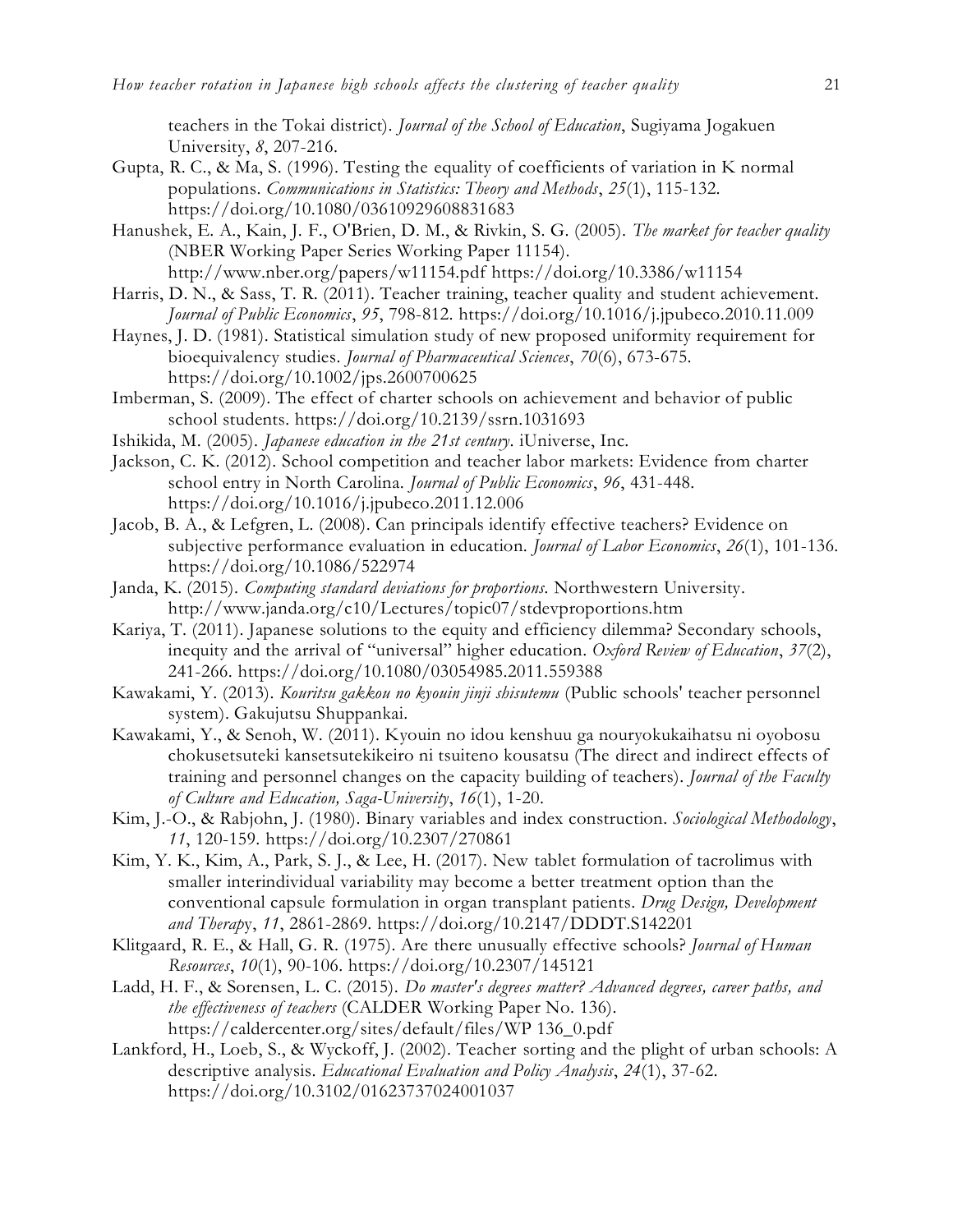teachers in the Tokai district). *Journal of the School of Education*, Sugiyama Jogakuen University, *8*, 207-216.

Gupta, R. C., & Ma, S. (1996). Testing the equality of coefficients of variation in K normal populations. *Communications in Statistics: Theory and Methods*, *25*(1), 115-132. https://doi.org/10.1080/03610929608831683

Hanushek, E. A., Kain, J. F., O'Brien, D. M., & Rivkin, S. G. (2005). *The market for teacher quality* (NBER Working Paper Series Working Paper 11154). http://www.nber.org/papers/w11154.pdf https://doi.org/10.3386/w11154

Harris, D. N., & Sass, T. R. (2011). Teacher training, teacher quality and student achievement. *Journal of Public Economics*, *95*, 798-812. https://doi.org/10.1016/j.jpubeco.2010.11.009

Haynes, J. D. (1981). Statistical simulation study of new proposed uniformity requirement for bioequivalency studies. *Journal of Pharmaceutical Sciences*, *70*(6), 673-675. https://doi.org/10.1002/jps.2600700625

Imberman, S. (2009). The effect of charter schools on achievement and behavior of public school students. https://doi.org/10.2139/ssrn.1031693

Ishikida, M. (2005). *Japanese education in the 21st century*. iUniverse, Inc.

Jackson, C. K. (2012). School competition and teacher labor markets: Evidence from charter school entry in North Carolina. *Journal of Public Economics*, *96*, 431-448. https://doi.org/10.1016/j.jpubeco.2011.12.006

Jacob, B. A., & Lefgren, L. (2008). Can principals identify effective teachers? Evidence on subjective performance evaluation in education. *Journal of Labor Economics*, *26*(1), 101-136. https://doi.org/10.1086/522974

Janda, K. (2015). *Computing standard deviations for proportions*. Northwestern University. http://www.janda.org/c10/Lectures/topic07/stdevproportions.htm

Kariya, T. (2011). Japanese solutions to the equity and efficiency dilemma? Secondary schools, inequity and the arrival of "universal" higher education. *Oxford Review of Education*, *37*(2), 241-266. https://doi.org/10.1080/03054985.2011.559388

Kawakami, Y. (2013). *Kouritsu gakkou no kyouin jinji shisutemu* (Public schools' teacher personnel system). Gakujutsu Shuppankai.

Kawakami, Y., & Senoh, W. (2011). Kyouin no idou kenshuu ga nouryokukaihatsu ni oyobosu chokusetsuteki kansetsutekikeiro ni tsuiteno kousatsu (The direct and indirect effects of training and personnel changes on the capacity building of teachers). *Journal of the Faculty of Culture and Education, Saga-University*, *16*(1), 1-20.

Kim, J.-O., & Rabjohn, J. (1980). Binary variables and index construction. *Sociological Methodology*, *11*, 120-159. https://doi.org/10.2307/270861

Kim, Y. K., Kim, A., Park, S. J., & Lee, H. (2017). New tablet formulation of tacrolimus with smaller interindividual variability may become a better treatment option than the conventional capsule formulation in organ transplant patients. *Drug Design, Development and Therapy*, *11*, 2861-2869. https://doi.org/10.2147/DDDT.S142201

Klitgaard, R. E., & Hall, G. R. (1975). Are there unusually effective schools? *Journal of Human Resources*, *10*(1), 90-106. https://doi.org/10.2307/145121

Ladd, H. F., & Sorensen, L. C. (2015). *Do master's degrees matter? Advanced degrees, career paths, and the effectiveness of teachers* (CALDER Working Paper No. 136). https://caldercenter.org/sites/default/files/WP 136_0.pdf

Lankford, H., Loeb, S., & Wyckoff, J. (2002). Teacher sorting and the plight of urban schools: A descriptive analysis. *Educational Evaluation and Policy Analysis*, *24*(1), 37-62. https://doi.org/10.3102/01623737024001037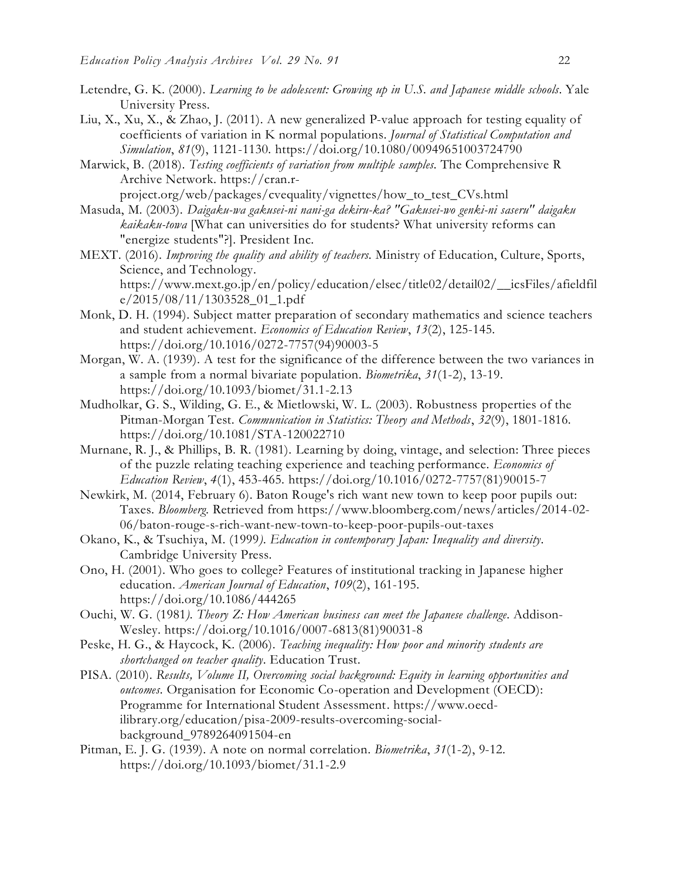Letendre, G. K. (2000). *Learning to be adolescent: Growing up in U.S. and Japanese middle schools*. Yale University Press.

Liu, X., Xu, X., & Zhao, J. (2011). A new generalized P-value approach for testing equality of coefficients of variation in K normal populations. *Journal of Statistical Computation and Simulation*, *81*(9), 1121-1130. https://doi.org/10.1080/00949651003724790

Marwick, B. (2018). *Testing coefficients of variation from multiple samples.* The Comprehensive R Archive Network. https://cran.r-project.org/web/packages/cvequality/vignettes/how_to_test_CVs.html

Masuda, M. (2003). *Daigaku-wa gakusei-ni nani-ga dekiru-ka? "Gakusei-wo genki-ni saseru" daigaku kaikaku-towa* [What can universities do for students? What university reforms can "energize students"?]. President Inc.

MEXT. (2016). *Improving the quality and ability of teachers.* Ministry of Education, Culture, Sports, Science, and Technology. https://www.mext.go.jp/en/policy/education/elsec/title02/detail02/__icsFiles/afieldfile/2015/08/11/1303528_01_1.pdf

Monk, D. H. (1994). Subject matter preparation of secondary mathematics and science teachers and student achievement. *Economics of Education Review*, *13*(2), 125-145. https://doi.org/10.1016/0272-7757(94)90003-5

Morgan, W. A. (1939). A test for the significance of the difference between the two variances in a sample from a normal bivariate population. *Biometrika*, *31*(1-2), 13-19. https://doi.org/10.1093/biomet/31.1-2.13

Mudholkar, G. S., Wilding, G. E., & Mietlowski, W. L. (2003). Robustness properties of the Pitman-Morgan Test. *Communication in Statistics: Theory and Methods*, *32*(9), 1801-1816. https://doi.org/10.1081/STA-120022710

Murnane, R. J., & Phillips, B. R. (1981). Learning by doing, vintage, and selection: Three pieces of the puzzle relating teaching experience and teaching performance. *Economics of Education Review*, *4*(1), 453-465. https://doi.org/10.1016/0272-7757(81)90015-7

Newkirk, M. (2014, February 6). Baton Rouge's rich want new town to keep poor pupils out: Taxes. *Bloomberg.* Retrieved from https://www.bloomberg.com/news/articles/2014-02-06/baton-rouge-s-rich-want-new-town-to-keep-poor-pupils-out-taxes

Okano, K., & Tsuchiya, M. (1999). *Education in contemporary Japan: Inequality and diversity*. Cambridge University Press.

Ono, H. (2001). Who goes to college? Features of institutional tracking in Japanese higher education. *American Journal of Education*, *109*(2), 161-195. https://doi.org/10.1086/444265

Ouchi, W. G. (1981). *Theory Z: How American business can meet the Japanese challenge.* Addison-Wesley. https://doi.org/10.1016/0007-6813(81)90031-8

Peske, H. G., & Haycock, K. (2006). *Teaching inequality: How poor and minority students are shortchanged on teacher quality*. Education Trust.

PISA. (2010). *Results, Volume II, Overcoming social background: Equity in learning opportunities and outcomes.* Organisation for Economic Co-operation and Development (OECD): Programme for International Student Assessment. https://www.oecd-ilibrary.org/education/pisa-2009-results-overcoming-social-background_9789264091504-en

Pitman, E. J. G. (1939). A note on normal correlation. *Biometrika*, *31*(1-2), 9-12. https://doi.org/10.1093/biomet/31.1-2.9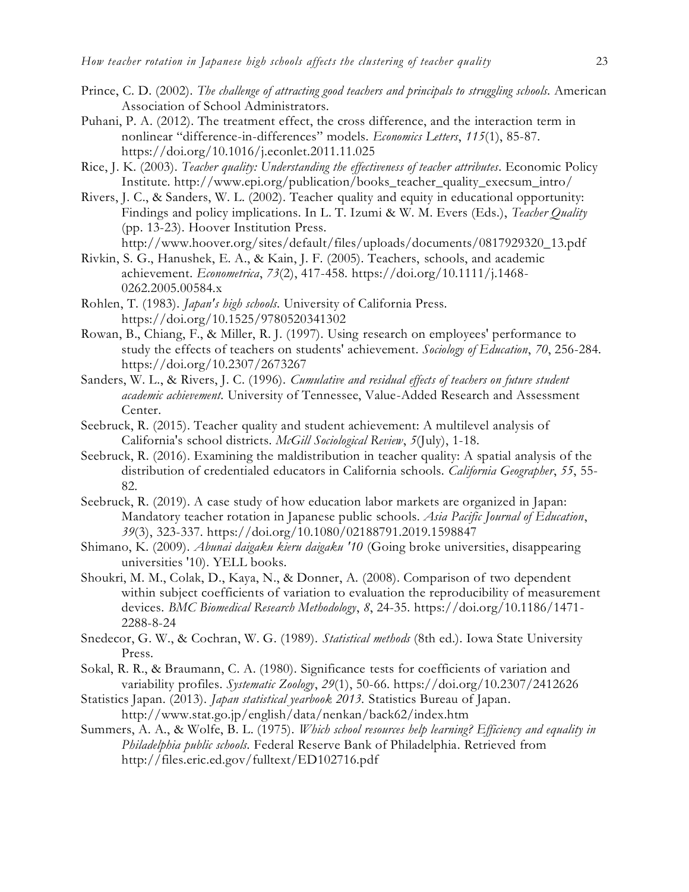Prince, C. D. (2002). *The challenge of attracting good teachers and principals to struggling schools*. American Association of School Administrators.

Puhani, P. A. (2012). The treatment effect, the cross difference, and the interaction term in nonlinear "difference-in-differences" models. *Economics Letters*, *115*(1), 85-87. https://doi.org/10.1016/j.econlet.2011.11.025

Rice, J. K. (2003). *Teacher quality: Understanding the effectiveness of teacher attributes*. Economic Policy Institute. http://www.epi.org/publication/books_teacher_quality_execsum_intro/

Rivers, J. C., & Sanders, W. L. (2002). Teacher quality and equity in educational opportunity: Findings and policy implications. In L. T. Izumi & W. M. Evers (Eds.), *Teacher Quality* (pp. 13-23). Hoover Institution Press. http://www.hoover.org/sites/default/files/uploads/documents/0817929320_13.pdf

Rivkin, S. G., Hanushek, E. A., & Kain, J. F. (2005). Teachers, schools, and academic achievement. *Econometrica*, *73*(2), 417-458. https://doi.org/10.1111/j.1468-0262.2005.00584.x

Rohlen, T. (1983). *Japan's high schools*. University of California Press. https://doi.org/10.1525/9780520341302

Rowan, B., Chiang, F., & Miller, R. J. (1997). Using research on employees' performance to study the effects of teachers on students' achievement. *Sociology of Education*, *70*, 256-284. https://doi.org/10.2307/2673267

Sanders, W. L., & Rivers, J. C. (1996). *Cumulative and residual effects of teachers on future student academic achievement*. University of Tennessee, Value-Added Research and Assessment Center.

Seebruck, R. (2015). Teacher quality and student achievement: A multilevel analysis of California's school districts. *McGill Sociological Review*, *5*(July), 1-18.

Seebruck, R. (2016). Examining the maldistribution in teacher quality: A spatial analysis of the distribution of credentialed educators in California schools. *California Geographer*, *55*, 55-82.

Seebruck, R. (2019). A case study of how education labor markets are organized in Japan: Mandatory teacher rotation in Japanese public schools. *Asia Pacific Journal of Education*, *39*(3), 323-337. https://doi.org/10.1080/02188791.2019.1598847

Shimano, K. (2009). *Abunai daigaku kieru daigaku '10* (Going broke universities, disappearing universities '10). YELL books.

Shoukri, M. M., Colak, D., Kaya, N., & Donner, A. (2008). Comparison of two dependent within subject coefficients of variation to evaluation the reproducibility of measurement devices. *BMC Biomedical Research Methodology*, *8*, 24-35. https://doi.org/10.1186/1471-2288-8-24

Snedecor, G. W., & Cochran, W. G. (1989). *Statistical methods* (8th ed.). Iowa State University Press.

Sokal, R. R., & Braumann, C. A. (1980). Significance tests for coefficients of variation and variability profiles. *Systematic Zoology*, *29*(1), 50-66. https://doi.org/10.2307/2412626

Statistics Japan. (2013). *Japan statistical yearbook 2013*. Statistics Bureau of Japan. http://www.stat.go.jp/english/data/nenkan/back62/index.htm

Summers, A. A., & Wolfe, B. L. (1975). *Which school resources help learning? Efficiency and equality in Philadelphia public schools*. Federal Reserve Bank of Philadelphia. Retrieved from http://files.eric.ed.gov/fulltext/ED102716.pdf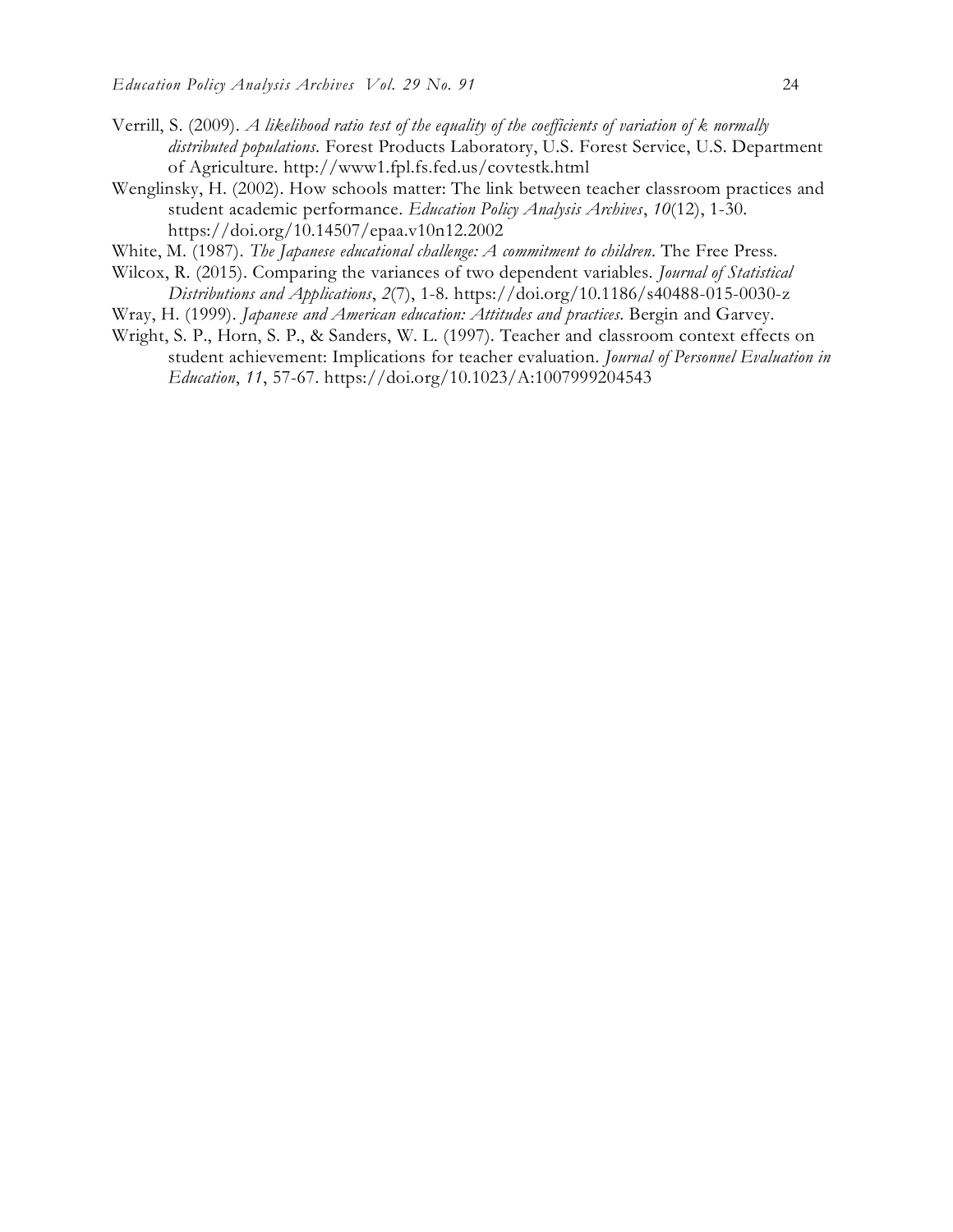Verrill, S. (2009). *A likelihood ratio test of the equality of the coefficients of variation of k normally distributed populations*. Forest Products Laboratory, U.S. Forest Service, U.S. Department of Agriculture. http://www1.fpl.fs.fed.us/covtestk.html

Wenglinsky, H. (2002). How schools matter: The link between teacher classroom practices and student academic performance. *Education Policy Analysis Archives*, *10*(12), 1-30. https://doi.org/10.14507/epaa.v10n12.2002

White, M. (1987). *The Japanese educational challenge: A commitment to children*. The Free Press.

Wilcox, R. (2015). Comparing the variances of two dependent variables. *Journal of Statistical Distributions and Applications*, *2*(7), 1-8. https://doi.org/10.1186/s40488-015-0030-z

Wray, H. (1999). *Japanese and American education: Attitudes and practices*. Bergin and Garvey.

Wright, S. P., Horn, S. P., & Sanders, W. L. (1997). Teacher and classroom context effects on student achievement: Implications for teacher evaluation. *Journal of Personnel Evaluation in Education*, *11*, 57-67. https://doi.org/10.1023/A:1007999204543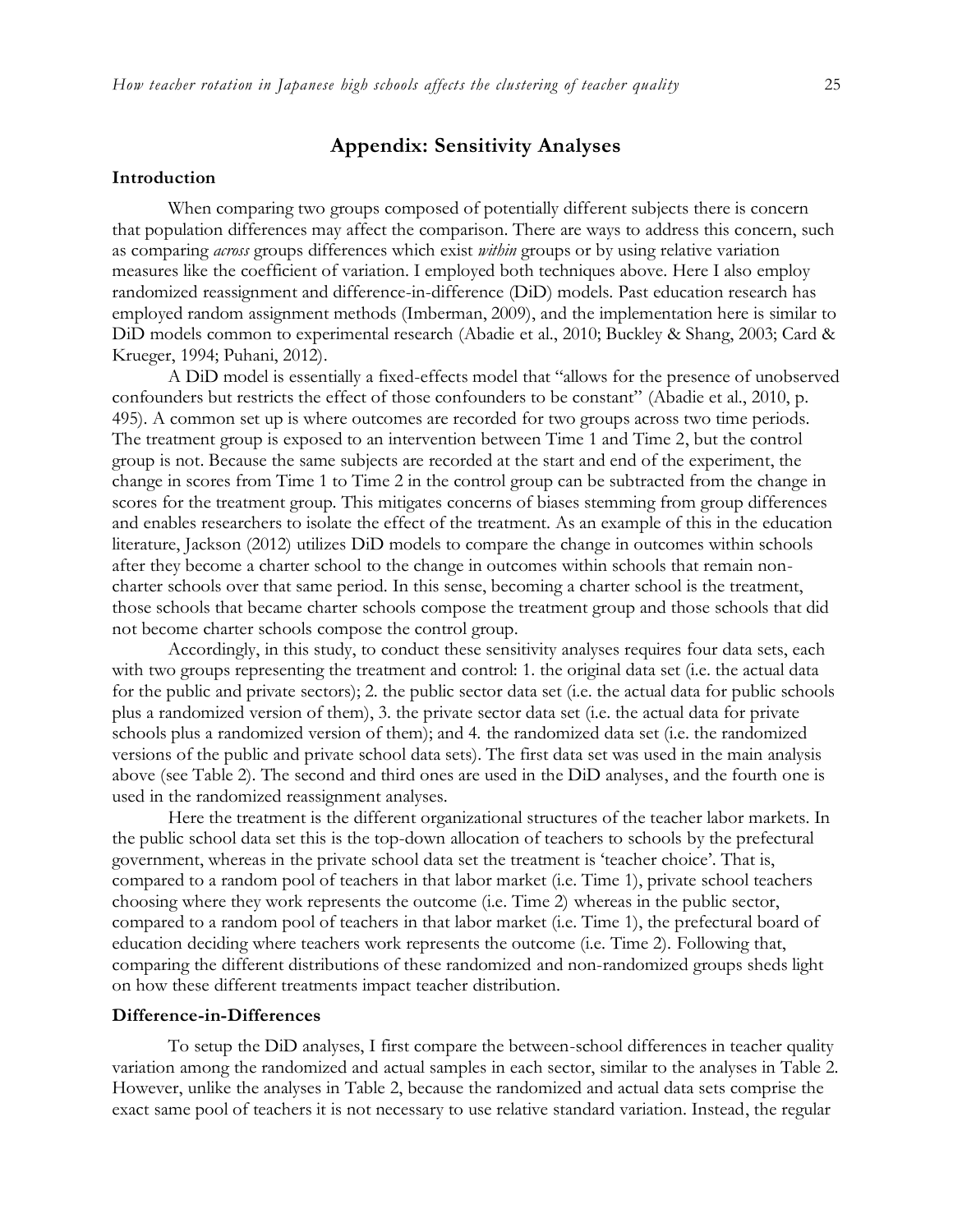## Appendix: Sensitivity Analyses

### Introduction

When comparing two groups composed of potentially different subjects there is concern that population differences may affect the comparison. There are ways to address this concern, such as comparing *across* groups differences which exist *within* groups or by using relative variation measures like the coefficient of variation. I employed both techniques above. Here I also employ randomized reassignment and difference-in-difference (DiD) models. Past education research has employed random assignment methods (Imberman, 2009), and the implementation here is similar to DiD models common to experimental research (Abadie et al., 2010; Buckley & Shang, 2003; Card & Krueger, 1994; Puhani, 2012).

A DiD model is essentially a fixed-effects model that "allows for the presence of unobserved confounders but restricts the effect of those confounders to be constant" (Abadie et al., 2010, p. 495). A common set up is where outcomes are recorded for two groups across two time periods. The treatment group is exposed to an intervention between Time 1 and Time 2, but the control group is not. Because the same subjects are recorded at the start and end of the experiment, the change in scores from Time 1 to Time 2 in the control group can be subtracted from the change in scores for the treatment group. This mitigates concerns of biases stemming from group differences and enables researchers to isolate the effect of the treatment. As an example of this in the education literature, Jackson (2012) utilizes DiD models to compare the change in outcomes within schools after they become a charter school to the change in outcomes within schools that remain non-charter schools over that same period. In this sense, becoming a charter school is the treatment, those schools that became charter schools compose the treatment group and those schools that did not become charter schools compose the control group.

Accordingly, in this study, to conduct these sensitivity analyses requires four data sets, each with two groups representing the treatment and control: 1. the original data set (i.e. the actual data for the public and private sectors); 2. the public sector data set (i.e. the actual data for public schools plus a randomized version of them), 3. the private sector data set (i.e. the actual data for private schools plus a randomized version of them); and 4. the randomized data set (i.e. the randomized versions of the public and private school data sets). The first data set was used in the main analysis above (see Table 2). The second and third ones are used in the DiD analyses, and the fourth one is used in the randomized reassignment analyses.

Here the treatment is the different organizational structures of the teacher labor markets. In the public school data set this is the top-down allocation of teachers to schools by the prefectural government, whereas in the private school data set the treatment is 'teacher choice'. That is, compared to a random pool of teachers in that labor market (i.e. Time 1), private school teachers choosing where they work represents the outcome (i.e. Time 2) whereas in the public sector, compared to a random pool of teachers in that labor market (i.e. Time 1), the prefectural board of education deciding where teachers work represents the outcome (i.e. Time 2). Following that, comparing the different distributions of these randomized and non-randomized groups sheds light on how these different treatments impact teacher distribution.

### Difference-in-Differences

To setup the DiD analyses, I first compare the between-school differences in teacher quality variation among the randomized and actual samples in each sector, similar to the analyses in Table 2. However, unlike the analyses in Table 2, because the randomized and actual data sets comprise the exact same pool of teachers it is not necessary to use relative standard variation. Instead, the regular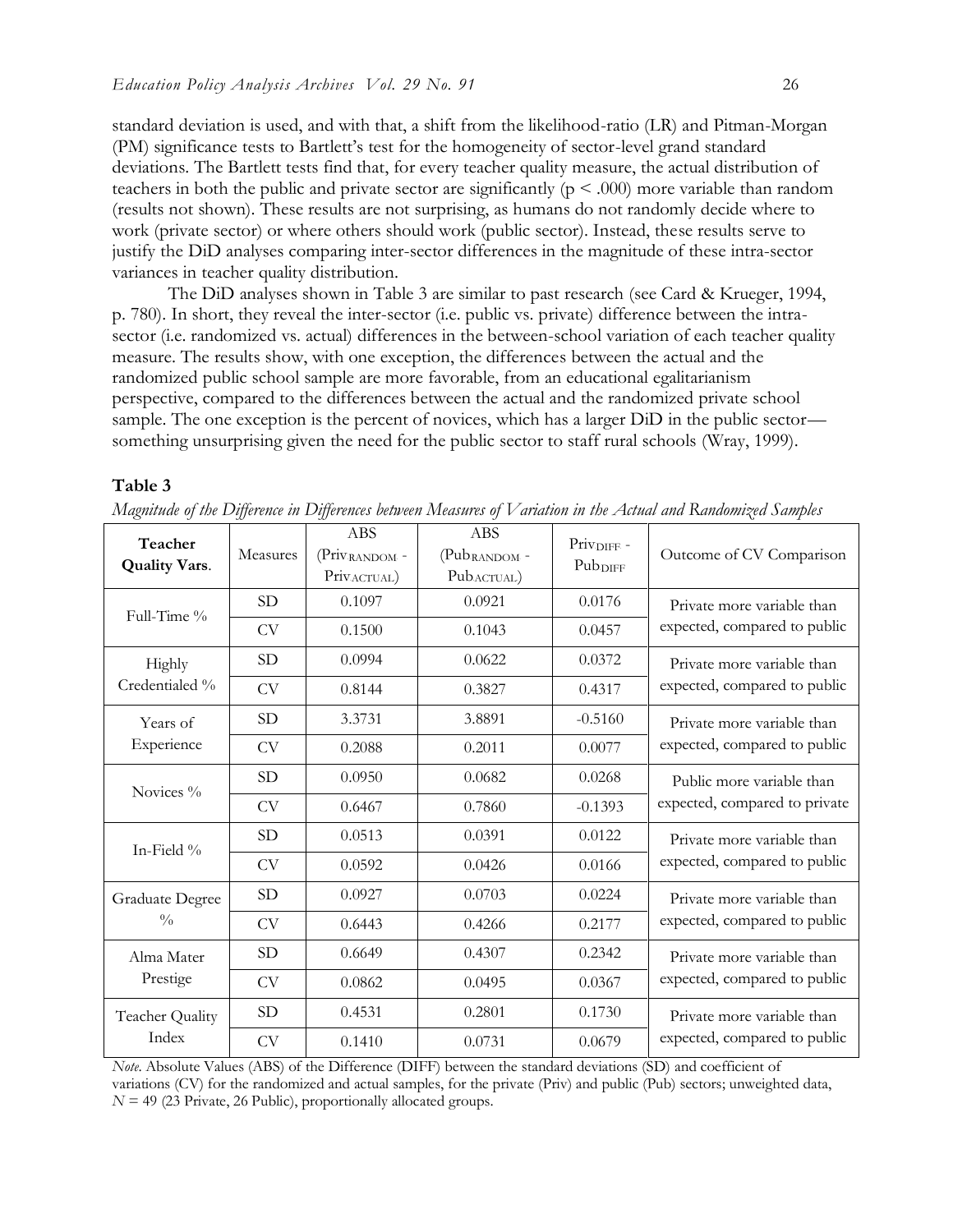standard deviation is used, and with that, a shift from the likelihood-ratio (LR) and Pitman-Morgan (PM) significance tests to Bartlett's test for the homogeneity of sector-level grand standard deviations. The Bartlett tests find that, for every teacher quality measure, the actual distribution of teachers in both the public and private sector are significantly ($p < .000$) more variable than random (results not shown). These results are not surprising, as humans do not randomly decide where to work (private sector) or where others should work (public sector). Instead, these results serve to justify the DiD analyses comparing inter-sector differences in the magnitude of these intra-sector variances in teacher quality distribution.

The DiD analyses shown in Table 3 are similar to past research (see Card & Krueger, 1994, p. 780). In short, they reveal the inter-sector (i.e. public vs. private) difference between the intra-sector (i.e. randomized vs. actual) differences in the between-school variation of each teacher quality measure. The results show, with one exception, the differences between the actual and the randomized public school sample are more favorable, from an educational egalitarianism perspective, compared to the differences between the actual and the randomized private school sample. The one exception is the percent of novices, which has a larger DiD in the public sector—something unsurprising given the need for the public sector to staff rural schools (Wray, 1999).

**Table 3**

*Magnitude of the Difference in Differences between Measures of Variation in the Actual and Randomized Samples*

| Teacher Quality Vars. | Measures | ABS ($Priv_{RANDOM}$ - $Priv_{ACTUAL}$) | ABS ($Pub_{RANDOM}$ - $Pub_{ACTUAL}$) | $Priv_{DIFF}$ - $Pub_{DIFF}$ | Outcome of CV Comparison |
|---|---|---|---|---|---|
| Full-Time % | SD | 0.1097 | 0.0921 | 0.0176 | Private more variable than expected, compared to public |
| | CV | 0.1500 | 0.1043 | 0.0457 | |
| Highly Credentialed % | SD | 0.0994 | 0.0622 | 0.0372 | Private more variable than expected, compared to public |
| | CV | 0.8144 | 0.3827 | 0.4317 | |
| Years of Experience | SD | 3.3731 | 3.8891 | -0.5160 | Private more variable than expected, compared to public |
| | CV | 0.2088 | 0.2011 | 0.0077 | |
| Novices % | SD | 0.0950 | 0.0682 | 0.0268 | Public more variable than expected, compared to private |
| | CV | 0.6467 | 0.7860 | -0.1393 | |
| In-Field % | SD | 0.0513 | 0.0391 | 0.0122 | Private more variable than expected, compared to public |
| | CV | 0.0592 | 0.0426 | 0.0166 | |
| Graduate Degree % | SD | 0.0927 | 0.0703 | 0.0224 | Private more variable than expected, compared to public |
| | CV | 0.6443 | 0.4266 | 0.2177 | |
| Alma Mater Prestige | SD | 0.6649 | 0.4307 | 0.2342 | Private more variable than expected, compared to public |
| | CV | 0.0862 | 0.0495 | 0.0367 | |
| Teacher Quality Index | SD | 0.4531 | 0.2801 | 0.1730 | Private more variable than expected, compared to public |
| | CV | 0.1410 | 0.0731 | 0.0679 | |

*Note*. Absolute Values (ABS) of the Difference (DIFF) between the standard deviations (SD) and coefficient of variations (CV) for the randomized and actual samples, for the private (Priv) and public (Pub) sectors; unweighted data, $N = 49$ (23 Private, 26 Public), proportionally allocated groups.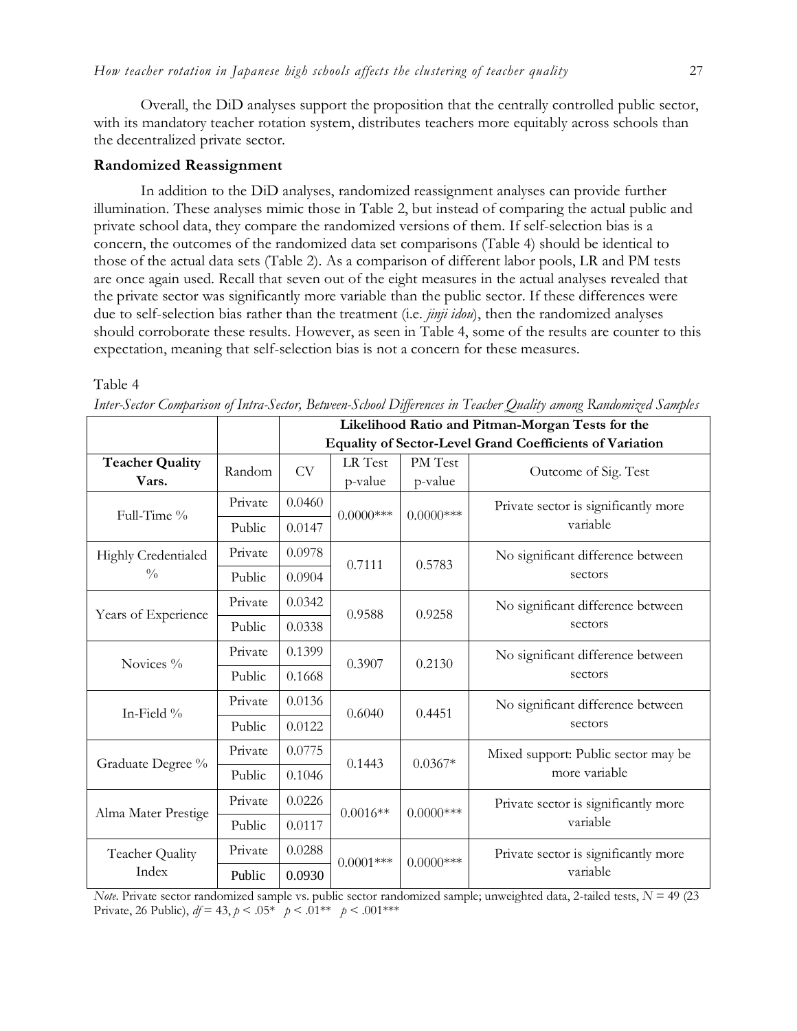Overall, the DiD analyses support the proposition that the centrally controlled public sector, with its mandatory teacher rotation system, distributes teachers more equitably across schools than the decentralized private sector.

## Randomized Reassignment

In addition to the DiD analyses, randomized reassignment analyses can provide further illumination. These analyses mimic those in Table 2, but instead of comparing the actual public and private school data, they compare the randomized versions of them. If self-selection bias is a concern, the outcomes of the randomized data set comparisons (Table 4) should be identical to those of the actual data sets (Table 2). As a comparison of different labor pools, LR and PM tests are once again used. Recall that seven out of the eight measures in the actual analyses revealed that the private sector was significantly more variable than the public sector. If these differences were due to self-selection bias rather than the treatment (i.e. *jinji idou*), then the randomized analyses should corroborate these results. However, as seen in Table 4, some of the results are counter to this expectation, meaning that self-selection bias is not a concern for these measures.

Table 4

*Inter-Sector Comparison of Intra-Sector, Between-School Differences in Teacher Quality among Randomized Samples*

| | | **Likelihood Ratio and Pitman-Morgan Tests for the Equality of Sector-Level Grand Coefficients of Variation** | | | |
|---|---|---|---|---|---|
| **Teacher Quality Vars.** | Random | CV | LR Test p-value | PM Test p-value | Outcome of Sig. Test |
| Full-Time % | Private | 0.0460 | 0.0000*** | 0.0000*** | Private sector is significantly more variable |
| | Public | 0.0147 | | | |
| Highly Credentialed % | Private | 0.0978 | 0.7111 | 0.5783 | No significant difference between sectors |
| | Public | 0.0904 | | | |
| Years of Experience | Private | 0.0342 | 0.9588 | 0.9258 | No significant difference between sectors |
| | Public | 0.0338 | | | |
| Novices % | Private | 0.1399 | 0.3907 | 0.2130 | No significant difference between sectors |
| | Public | 0.1668 | | | |
| In-Field % | Private | 0.0136 | 0.6040 | 0.4451 | No significant difference between sectors |
| | Public | 0.0122 | | | |
| Graduate Degree % | Private | 0.0775 | 0.1443 | 0.0367* | Mixed support: Public sector may be more variable |
| | Public | 0.1046 | | | |
| Alma Mater Prestige | Private | 0.0226 | 0.0016** | 0.0000*** | Private sector is significantly more variable |
| | Public | 0.0117 | | | |
| Teacher Quality Index | Private | 0.0288 | 0.0001*** | 0.0000*** | Private sector is significantly more variable |
| | Public | 0.0930 | | | |

*Note*. Private sector randomized sample vs. public sector randomized sample; unweighted data, 2-tailed tests, $N = 49$ (23 Private, 26 Public), $df = 43$, $p < .05$* $p < .01$** $p < .001$***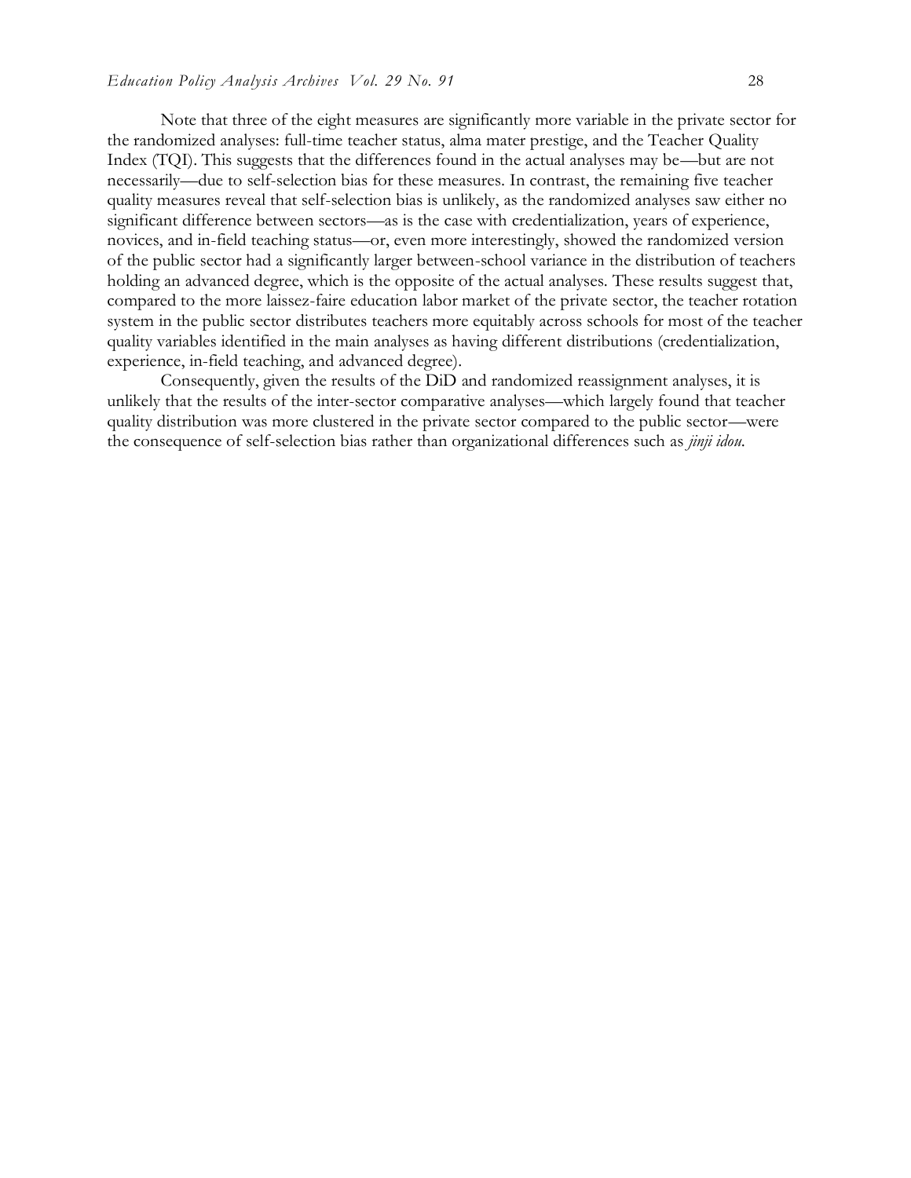Note that three of the eight measures are significantly more variable in the private sector for the randomized analyses: full-time teacher status, alma mater prestige, and the Teacher Quality Index (TQI). This suggests that the differences found in the actual analyses may be—but are not necessarily—due to self-selection bias for these measures. In contrast, the remaining five teacher quality measures reveal that self-selection bias is unlikely, as the randomized analyses saw either no significant difference between sectors—as is the case with credentialization, years of experience, novices, and in-field teaching status—or, even more interestingly, showed the randomized version of the public sector had a significantly larger between-school variance in the distribution of teachers holding an advanced degree, which is the opposite of the actual analyses. These results suggest that, compared to the more laissez-faire education labor market of the private sector, the teacher rotation system in the public sector distributes teachers more equitably across schools for most of the teacher quality variables identified in the main analyses as having different distributions (credentialization, experience, in-field teaching, and advanced degree).

Consequently, given the results of the DiD and randomized reassignment analyses, it is unlikely that the results of the inter-sector comparative analyses—which largely found that teacher quality distribution was more clustered in the private sector compared to the public sector—were the consequence of self-selection bias rather than organizational differences such as *jinji idou*.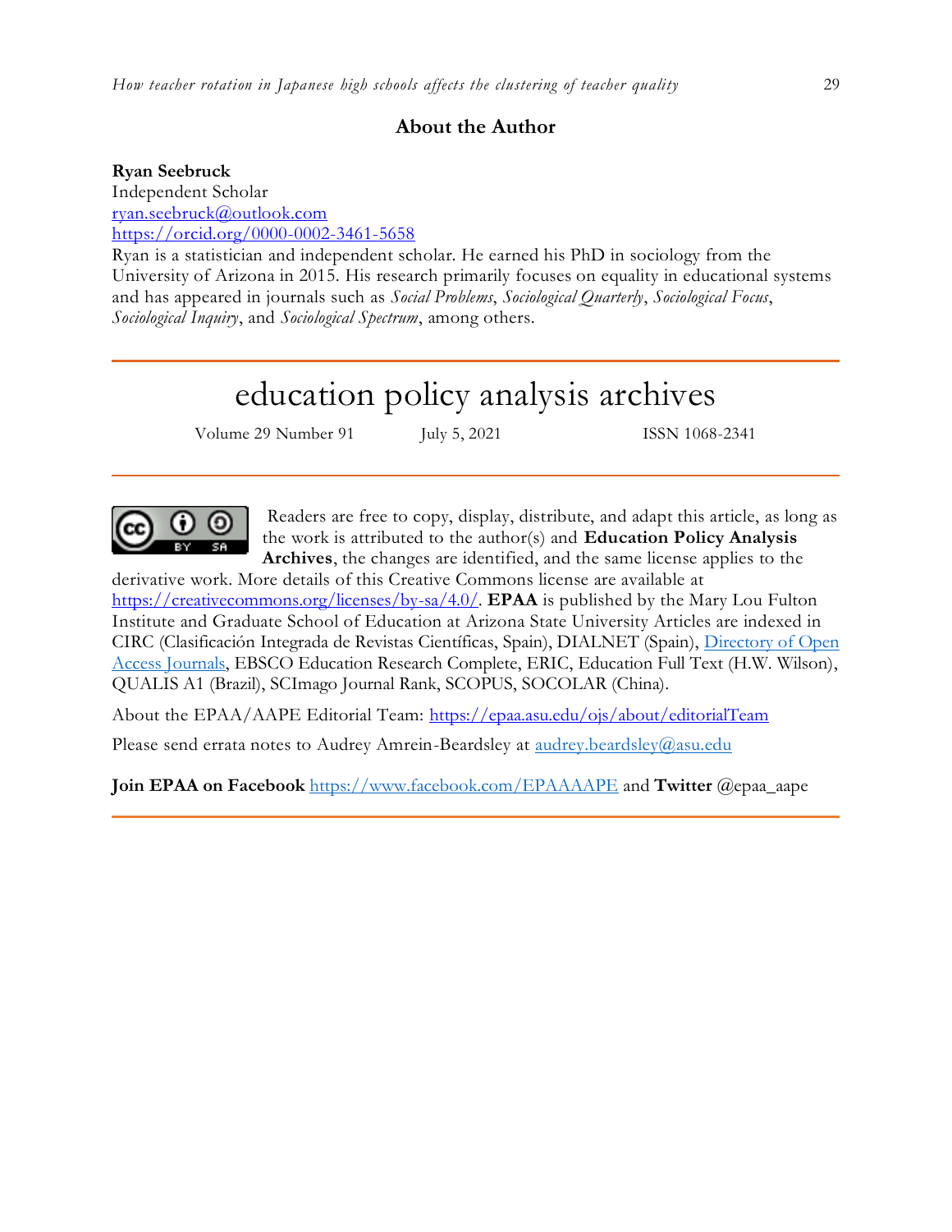## About the Author

**Ryan Seebruck**
Independent Scholar
ryan.seebruck@outlook.com
https://orcid.org/0000-0002-3461-5658
Ryan is a statistician and independent scholar. He earned his PhD in sociology from the University of Arizona in 2015. His research primarily focuses on equality in educational systems and has appeared in journals such as *Social Problems*, *Sociological Quarterly*, *Sociological Focus*, *Sociological Inquiry*, and *Sociological Spectrum*, among others.

---

# education policy analysis archives

Volume 29 Number 91 July 5, 2021 ISSN 1068-2341

---

Readers are free to copy, display, distribute, and adapt this article, as long as the work is attributed to the author(s) and **Education Policy Analysis Archives**, the changes are identified, and the same license applies to the derivative work. More details of this Creative Commons license are available at https://creativecommons.org/licenses/by-sa/4.0/. **EPAA** is published by the Mary Lou Fulton Institute and Graduate School of Education at Arizona State University Articles are indexed in CIRC (Clasificación Integrada de Revistas Científicas, Spain), DIALNET (Spain), Directory of Open Access Journals, EBSCO Education Research Complete, ERIC, Education Full Text (H.W. Wilson), QUALIS A1 (Brazil), SCImago Journal Rank, SCOPUS, SOCOLAR (China).

About the EPAA/AAPE Editorial Team: https://epaa.asu.edu/ojs/about/editorialTeam

Please send errata notes to Audrey Amrein-Beardsley at audrey.beardsley@asu.edu

**Join EPAA on Facebook** https://www.facebook.com/EPAAAAPE and **Twitter** @epaa_aape